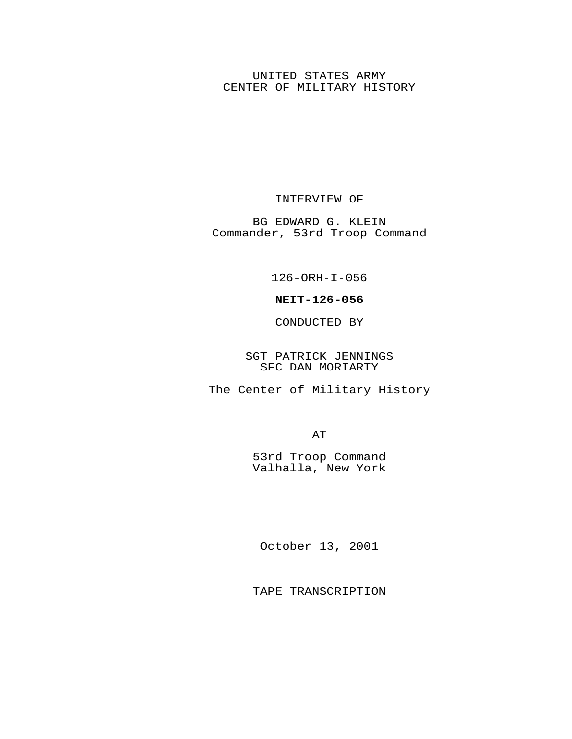UNITED STATES ARMY
CENTER OF MILITARY HISTORY

INTERVIEW OF

BG EDWARD G. KLEIN
Commander, 53rd Troop Command

126-ORH-I-056

**NEIT-126-056**

CONDUCTED BY

SGT PATRICK JENNINGS
SFC DAN MORIARTY

The Center of Military History

AT

53rd Troop Command
Valhalla, New York

October 13, 2001

TAPE TRANSCRIPTION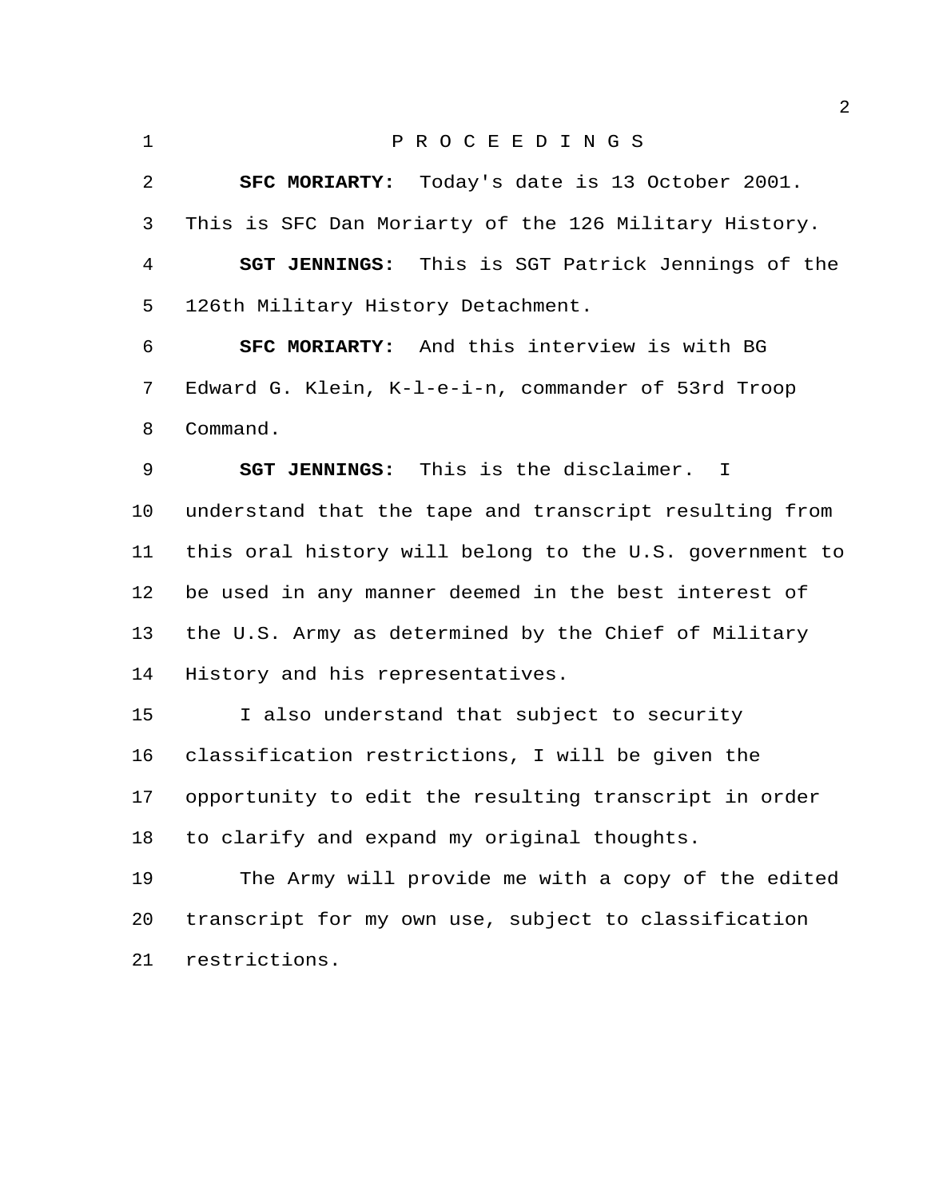P R O C E E D I N G S

**SFC MORIARTY:** Today's date is 13 October 2001. This is SFC Dan Moriarty of the 126 Military History.

**SGT JENNINGS:** This is SGT Patrick Jennings of the 126th Military History Detachment.

**SFC MORIARTY:** And this interview is with BG Edward G. Klein, K-l-e-i-n, commander of 53rd Troop Command.

**SGT JENNINGS:** This is the disclaimer. I understand that the tape and transcript resulting from this oral history will belong to the U.S. government to be used in any manner deemed in the best interest of the U.S. Army as determined by the Chief of Military History and his representatives.

I also understand that subject to security classification restrictions, I will be given the opportunity to edit the resulting transcript in order to clarify and expand my original thoughts.

The Army will provide me with a copy of the edited transcript for my own use, subject to classification restrictions.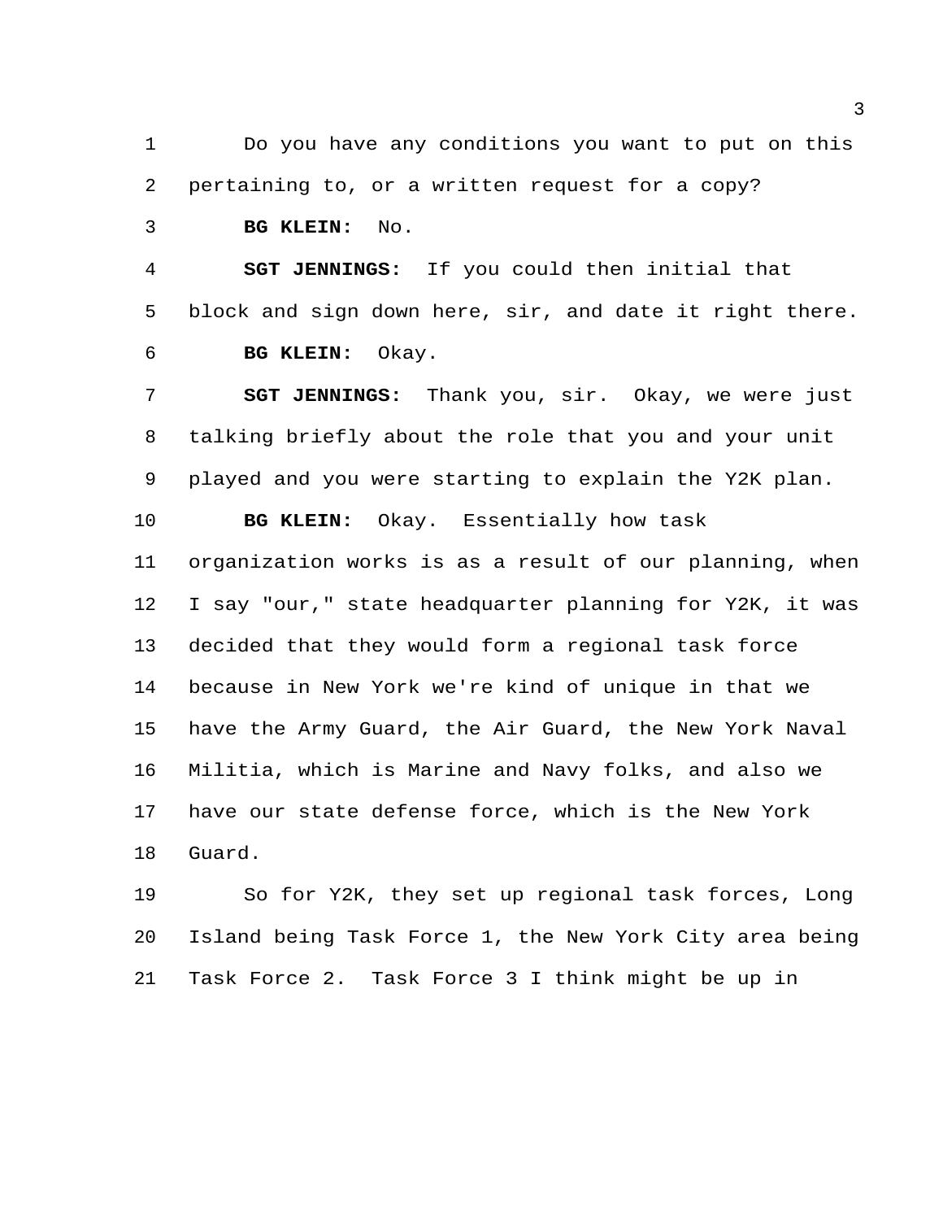Do you have any conditions you want to put on this pertaining to, or a written request for a copy?

**BG KLEIN:** No.

**SGT JENNINGS:** If you could then initial that block and sign down here, sir, and date it right there.

**BG KLEIN:** Okay.

**SGT JENNINGS:** Thank you, sir. Okay, we were just talking briefly about the role that you and your unit played and you were starting to explain the Y2K plan.

**BG KLEIN:** Okay. Essentially how task organization works is as a result of our planning, when I say "our," state headquarter planning for Y2K, it was decided that they would form a regional task force because in New York we're kind of unique in that we have the Army Guard, the Air Guard, the New York Naval Militia, which is Marine and Navy folks, and also we have our state defense force, which is the New York Guard.

So for Y2K, they set up regional task forces, Long Island being Task Force 1, the New York City area being Task Force 2. Task Force 3 I think might be up in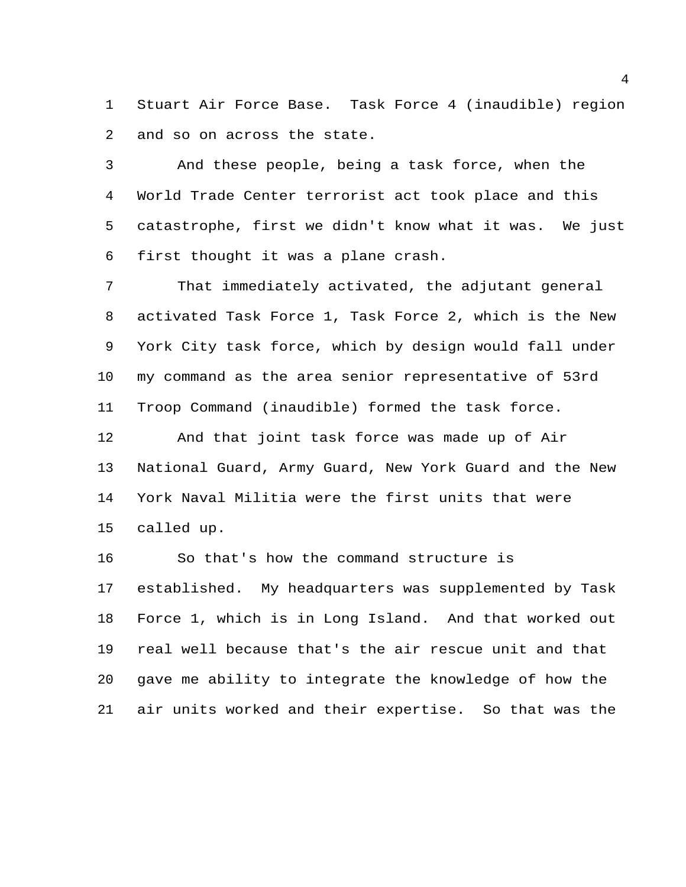Stuart Air Force Base. Task Force 4 (inaudible) region and so on across the state.

And these people, being a task force, when the World Trade Center terrorist act took place and this catastrophe, first we didn't know what it was. We just first thought it was a plane crash.

That immediately activated, the adjutant general activated Task Force 1, Task Force 2, which is the New York City task force, which by design would fall under my command as the area senior representative of 53rd Troop Command (inaudible) formed the task force.

And that joint task force was made up of Air National Guard, Army Guard, New York Guard and the New York Naval Militia were the first units that were called up.

So that's how the command structure is established. My headquarters was supplemented by Task Force 1, which is in Long Island. And that worked out real well because that's the air rescue unit and that gave me ability to integrate the knowledge of how the air units worked and their expertise. So that was the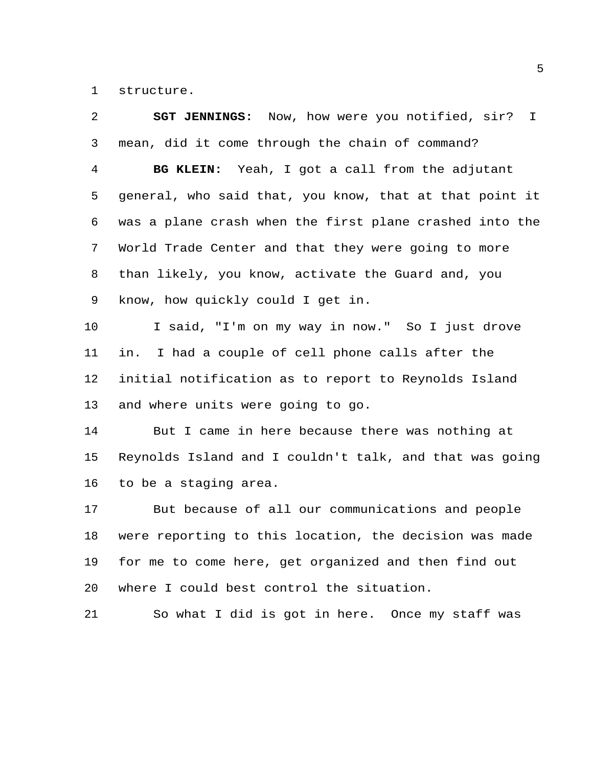structure.

**SGT JENNINGS:** Now, how were you notified, sir? I mean, did it come through the chain of command?

**BG KLEIN:** Yeah, I got a call from the adjutant general, who said that, you know, that at that point it was a plane crash when the first plane crashed into the World Trade Center and that they were going to more than likely, you know, activate the Guard and, you know, how quickly could I get in.

I said, "I'm on my way in now." So I just drove in. I had a couple of cell phone calls after the initial notification as to report to Reynolds Island and where units were going to go.

But I came in here because there was nothing at Reynolds Island and I couldn't talk, and that was going to be a staging area.

But because of all our communications and people were reporting to this location, the decision was made for me to come here, get organized and then find out where I could best control the situation.

So what I did is got in here. Once my staff was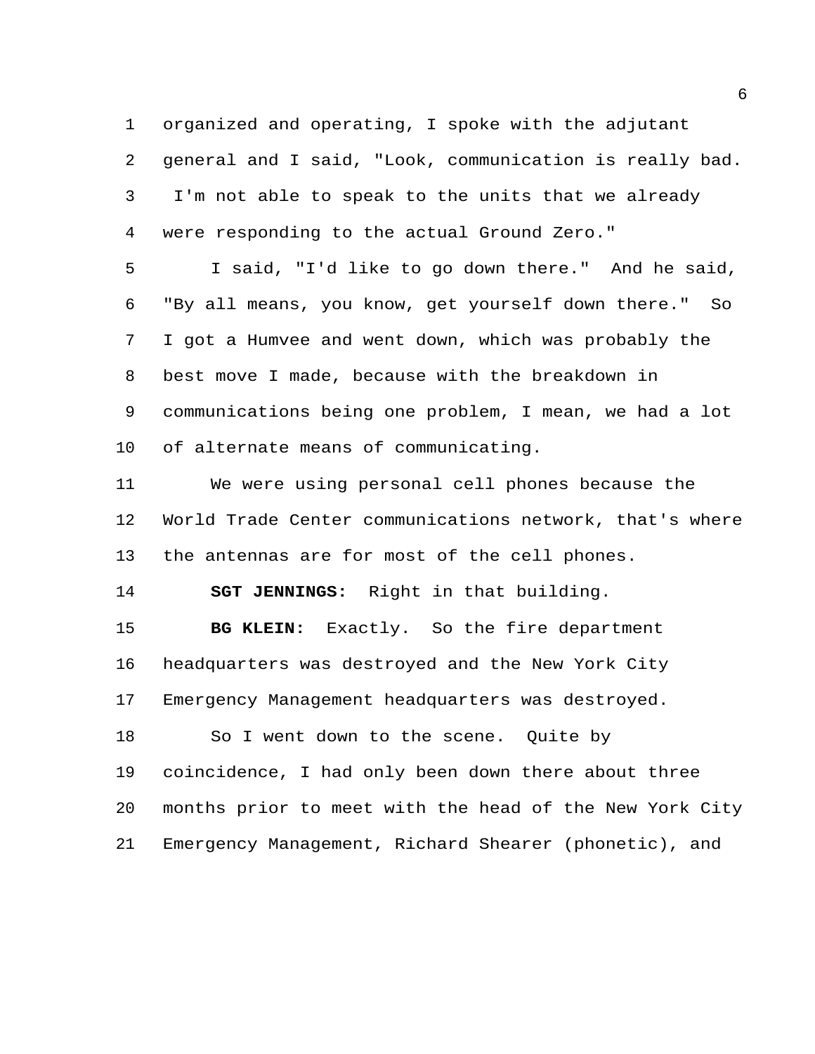organized and operating, I spoke with the adjutant general and I said, "Look, communication is really bad. I'm not able to speak to the units that we already were responding to the actual Ground Zero."

I said, "I'd like to go down there." And he said, "By all means, you know, get yourself down there." So I got a Humvee and went down, which was probably the best move I made, because with the breakdown in communications being one problem, I mean, we had a lot of alternate means of communicating.

We were using personal cell phones because the World Trade Center communications network, that's where the antennas are for most of the cell phones.

**SGT JENNINGS:** Right in that building.

**BG KLEIN:** Exactly. So the fire department headquarters was destroyed and the New York City Emergency Management headquarters was destroyed.

So I went down to the scene. Quite by coincidence, I had only been down there about three months prior to meet with the head of the New York City Emergency Management, Richard Shearer (phonetic), and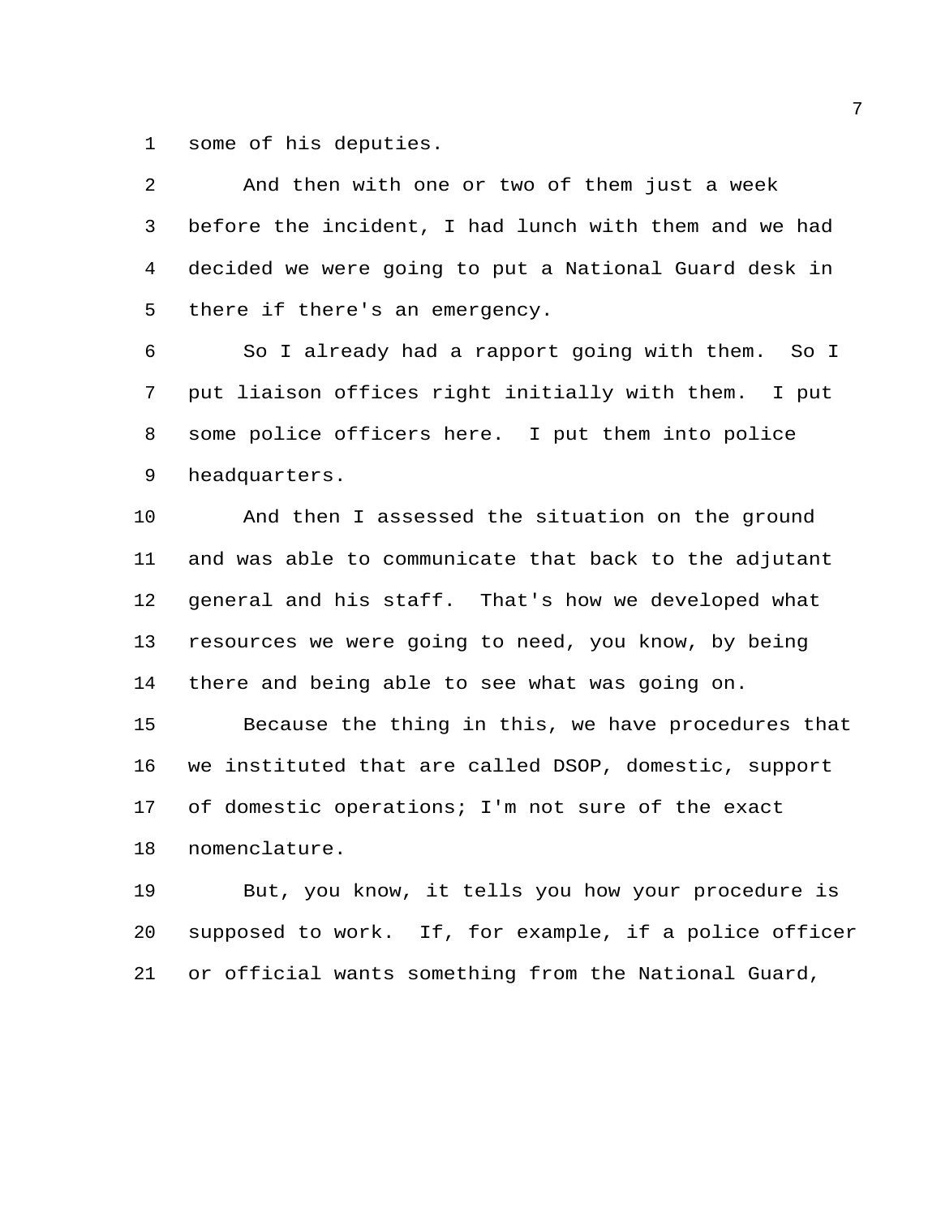some of his deputies.

And then with one or two of them just a week before the incident, I had lunch with them and we had decided we were going to put a National Guard desk in there if there's an emergency.

So I already had a rapport going with them. So I put liaison offices right initially with them. I put some police officers here. I put them into police headquarters.

And then I assessed the situation on the ground and was able to communicate that back to the adjutant general and his staff. That's how we developed what resources we were going to need, you know, by being there and being able to see what was going on.

Because the thing in this, we have procedures that we instituted that are called DSOP, domestic, support of domestic operations; I'm not sure of the exact nomenclature.

But, you know, it tells you how your procedure is supposed to work. If, for example, if a police officer or official wants something from the National Guard,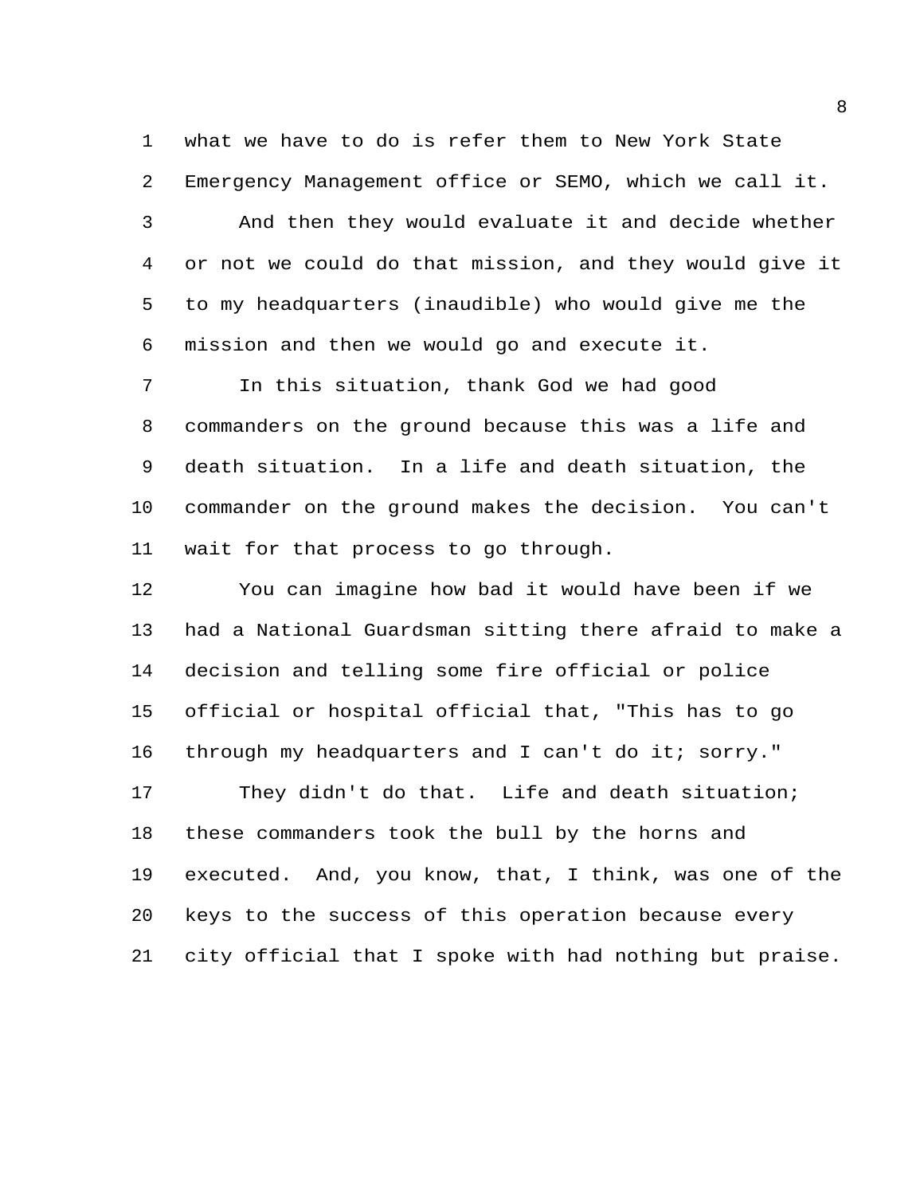what we have to do is refer them to New York State Emergency Management office or SEMO, which we call it.

And then they would evaluate it and decide whether or not we could do that mission, and they would give it to my headquarters (inaudible) who would give me the mission and then we would go and execute it.

In this situation, thank God we had good commanders on the ground because this was a life and death situation. In a life and death situation, the commander on the ground makes the decision. You can't wait for that process to go through.

You can imagine how bad it would have been if we had a National Guardsman sitting there afraid to make a decision and telling some fire official or police official or hospital official that, "This has to go through my headquarters and I can't do it; sorry."

They didn't do that. Life and death situation; these commanders took the bull by the horns and executed. And, you know, that, I think, was one of the keys to the success of this operation because every city official that I spoke with had nothing but praise.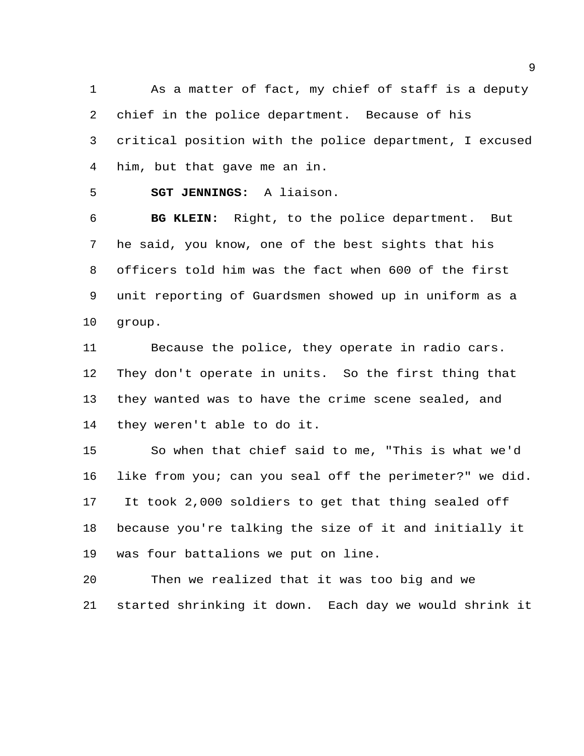As a matter of fact, my chief of staff is a deputy chief in the police department. Because of his critical position with the police department, I excused him, but that gave me an in.

**SGT JENNINGS:** A liaison.

**BG KLEIN:** Right, to the police department. But he said, you know, one of the best sights that his officers told him was the fact when 600 of the first unit reporting of Guardsmen showed up in uniform as a group.

Because the police, they operate in radio cars. They don't operate in units. So the first thing that they wanted was to have the crime scene sealed, and they weren't able to do it.

So when that chief said to me, "This is what we'd like from you; can you seal off the perimeter?" we did. It took 2,000 soldiers to get that thing sealed off because you're talking the size of it and initially it was four battalions we put on line.

Then we realized that it was too big and we started shrinking it down. Each day we would shrink it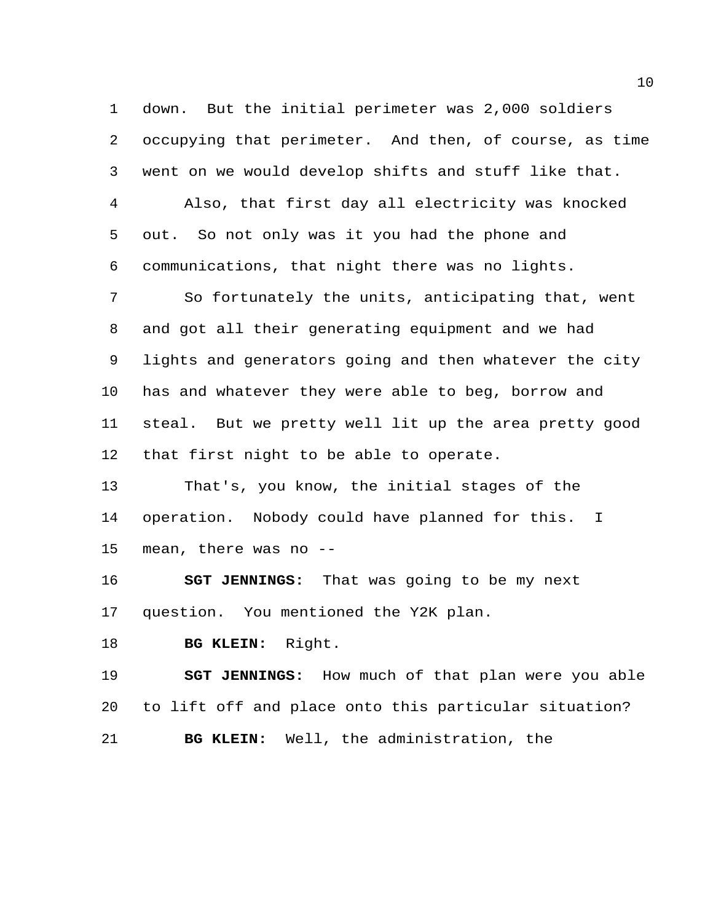down. But the initial perimeter was 2,000 soldiers occupying that perimeter. And then, of course, as time went on we would develop shifts and stuff like that.

Also, that first day all electricity was knocked out. So not only was it you had the phone and communications, that night there was no lights.

So fortunately the units, anticipating that, went and got all their generating equipment and we had lights and generators going and then whatever the city has and whatever they were able to beg, borrow and steal. But we pretty well lit up the area pretty good that first night to be able to operate.

That's, you know, the initial stages of the operation. Nobody could have planned for this. I mean, there was no --

**SGT JENNINGS:** That was going to be my next question. You mentioned the Y2K plan.

**BG KLEIN:** Right.

**SGT JENNINGS:** How much of that plan were you able to lift off and place onto this particular situation?

**BG KLEIN:** Well, the administration, the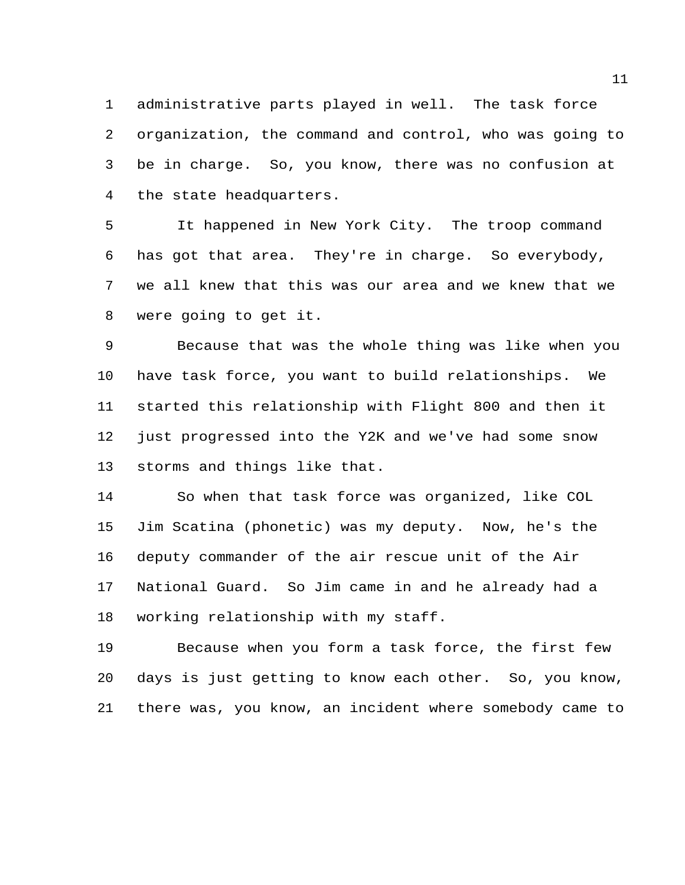administrative parts played in well. The task force organization, the command and control, who was going to be in charge. So, you know, there was no confusion at the state headquarters.

It happened in New York City. The troop command has got that area. They're in charge. So everybody, we all knew that this was our area and we knew that we were going to get it.

Because that was the whole thing was like when you have task force, you want to build relationships. We started this relationship with Flight 800 and then it just progressed into the Y2K and we've had some snow storms and things like that.

So when that task force was organized, like COL Jim Scatina (phonetic) was my deputy. Now, he's the deputy commander of the air rescue unit of the Air National Guard. So Jim came in and he already had a working relationship with my staff.

Because when you form a task force, the first few days is just getting to know each other. So, you know, there was, you know, an incident where somebody came to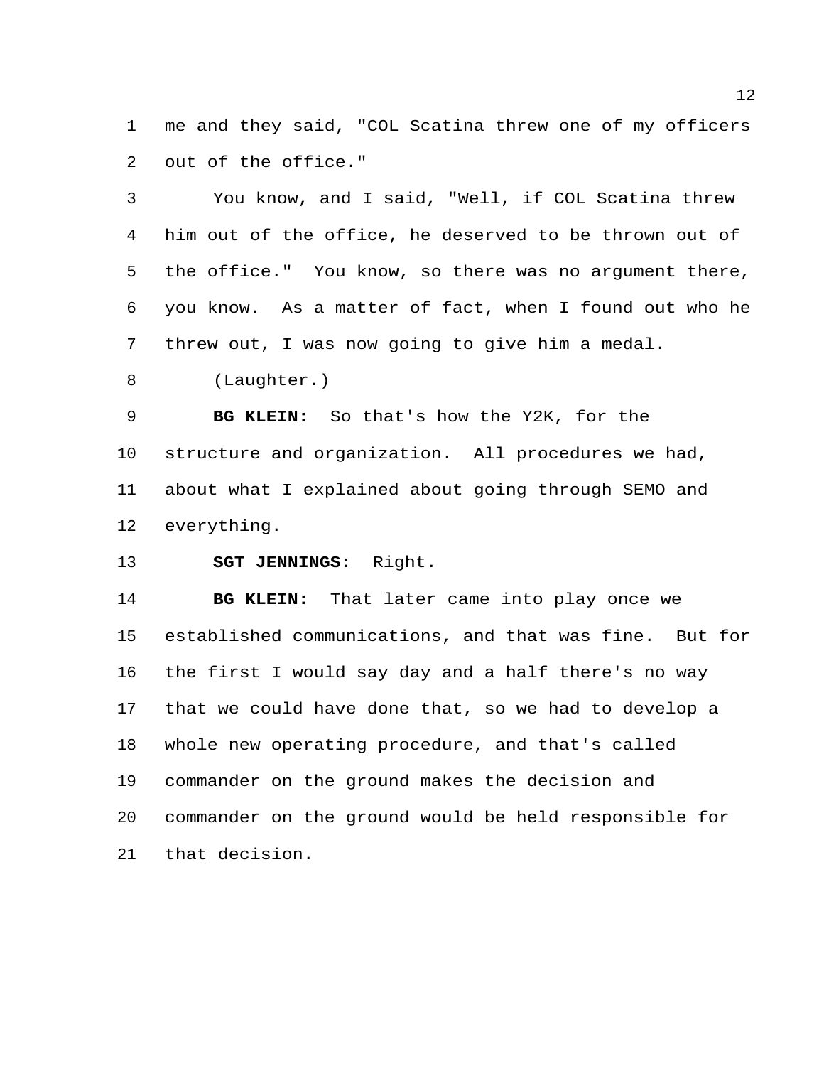me and they said, "COL Scatina threw one of my officers out of the office."

You know, and I said, "Well, if COL Scatina threw him out of the office, he deserved to be thrown out of the office." You know, so there was no argument there, you know. As a matter of fact, when I found out who he threw out, I was now going to give him a medal.

(Laughter.)

**BG KLEIN:** So that's how the Y2K, for the structure and organization. All procedures we had, about what I explained about going through SEMO and everything.

**SGT JENNINGS:** Right.

**BG KLEIN:** That later came into play once we established communications, and that was fine. But for the first I would say day and a half there's no way that we could have done that, so we had to develop a whole new operating procedure, and that's called commander on the ground makes the decision and commander on the ground would be held responsible for that decision.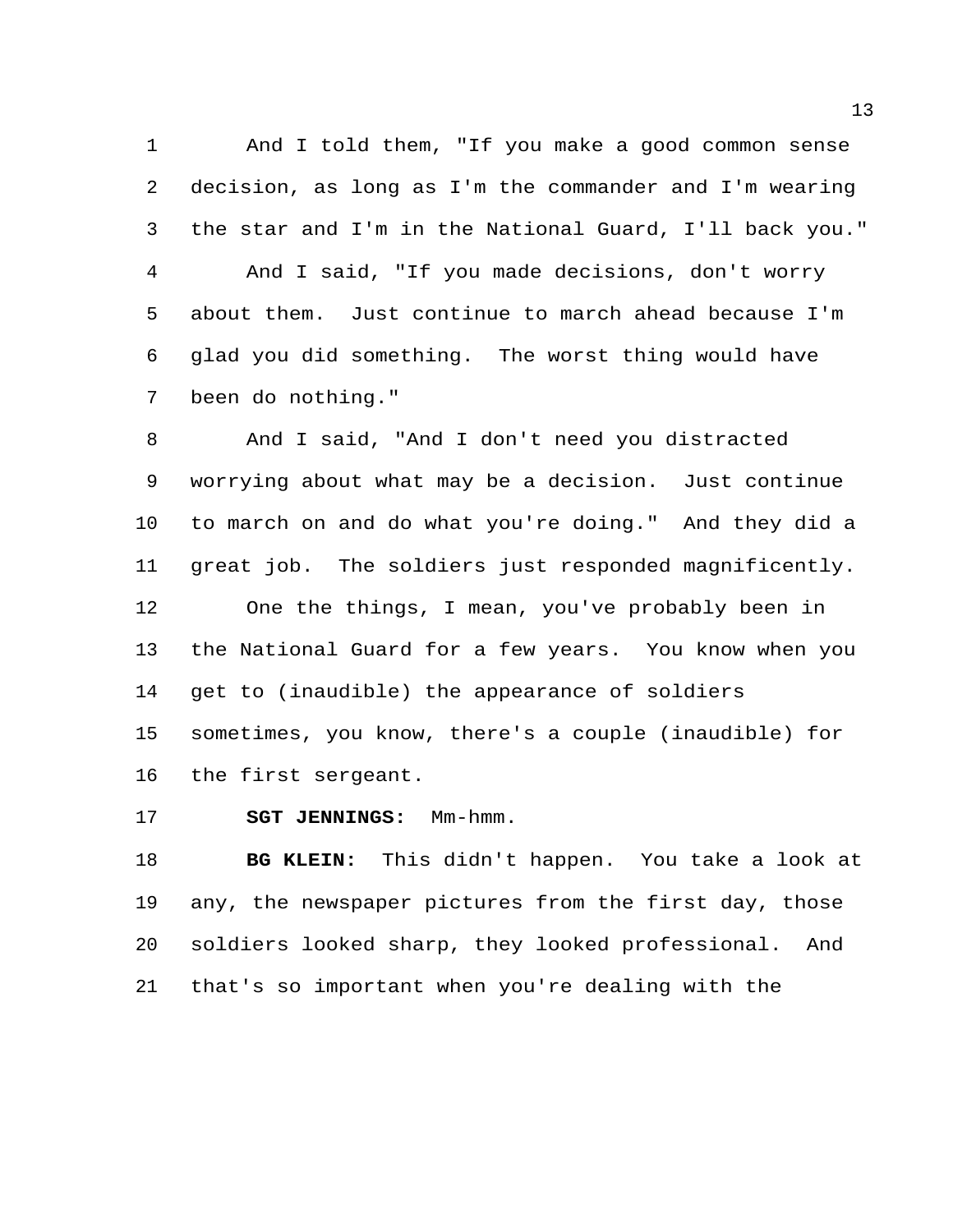And I told them, "If you make a good common sense decision, as long as I'm the commander and I'm wearing the star and I'm in the National Guard, I'll back you."

And I said, "If you made decisions, don't worry about them. Just continue to march ahead because I'm glad you did something. The worst thing would have been do nothing."

And I said, "And I don't need you distracted worrying about what may be a decision. Just continue to march on and do what you're doing." And they did a great job. The soldiers just responded magnificently.

One the things, I mean, you've probably been in the National Guard for a few years. You know when you get to (inaudible) the appearance of soldiers sometimes, you know, there's a couple (inaudible) for the first sergeant.

**SGT JENNINGS:** Mm-hmm.

**BG KLEIN:** This didn't happen. You take a look at any, the newspaper pictures from the first day, those soldiers looked sharp, they looked professional. And that's so important when you're dealing with the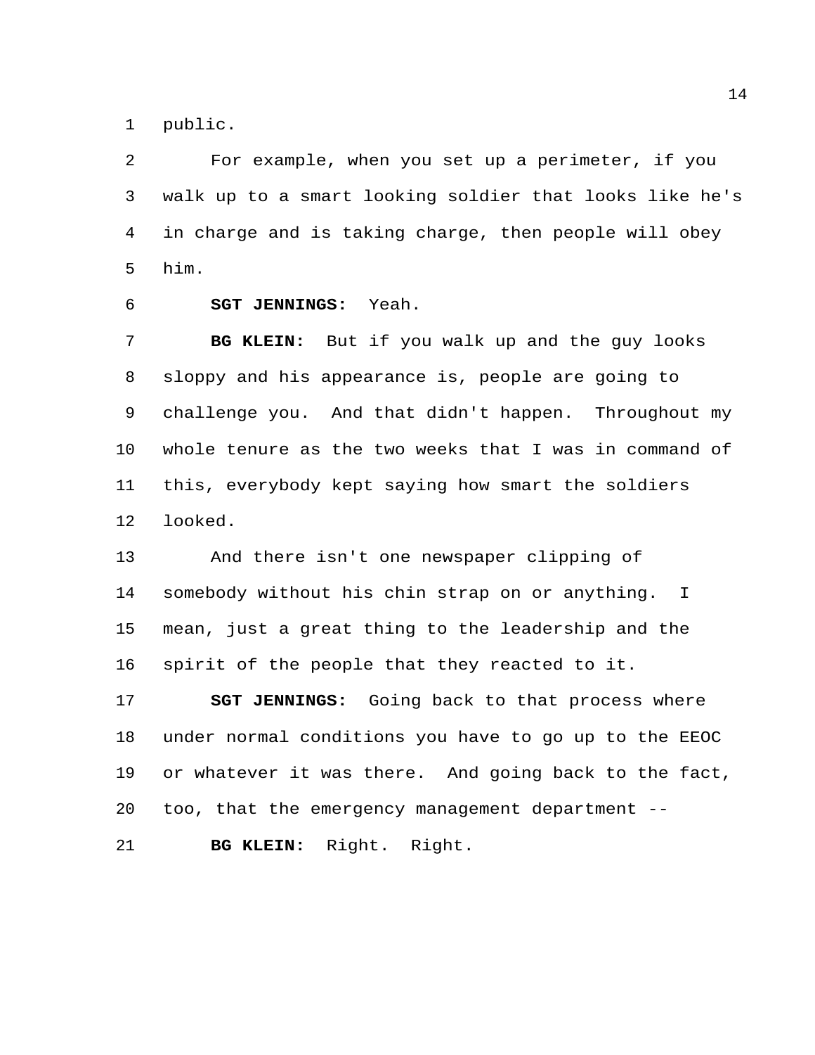public.

For example, when you set up a perimeter, if you walk up to a smart looking soldier that looks like he's in charge and is taking charge, then people will obey him.

**SGT JENNINGS:** Yeah.

**BG KLEIN:** But if you walk up and the guy looks sloppy and his appearance is, people are going to challenge you. And that didn't happen. Throughout my whole tenure as the two weeks that I was in command of this, everybody kept saying how smart the soldiers looked.

And there isn't one newspaper clipping of somebody without his chin strap on or anything. I mean, just a great thing to the leadership and the spirit of the people that they reacted to it.

**SGT JENNINGS:** Going back to that process where under normal conditions you have to go up to the EEOC or whatever it was there. And going back to the fact, too, that the emergency management department --

**BG KLEIN:** Right. Right.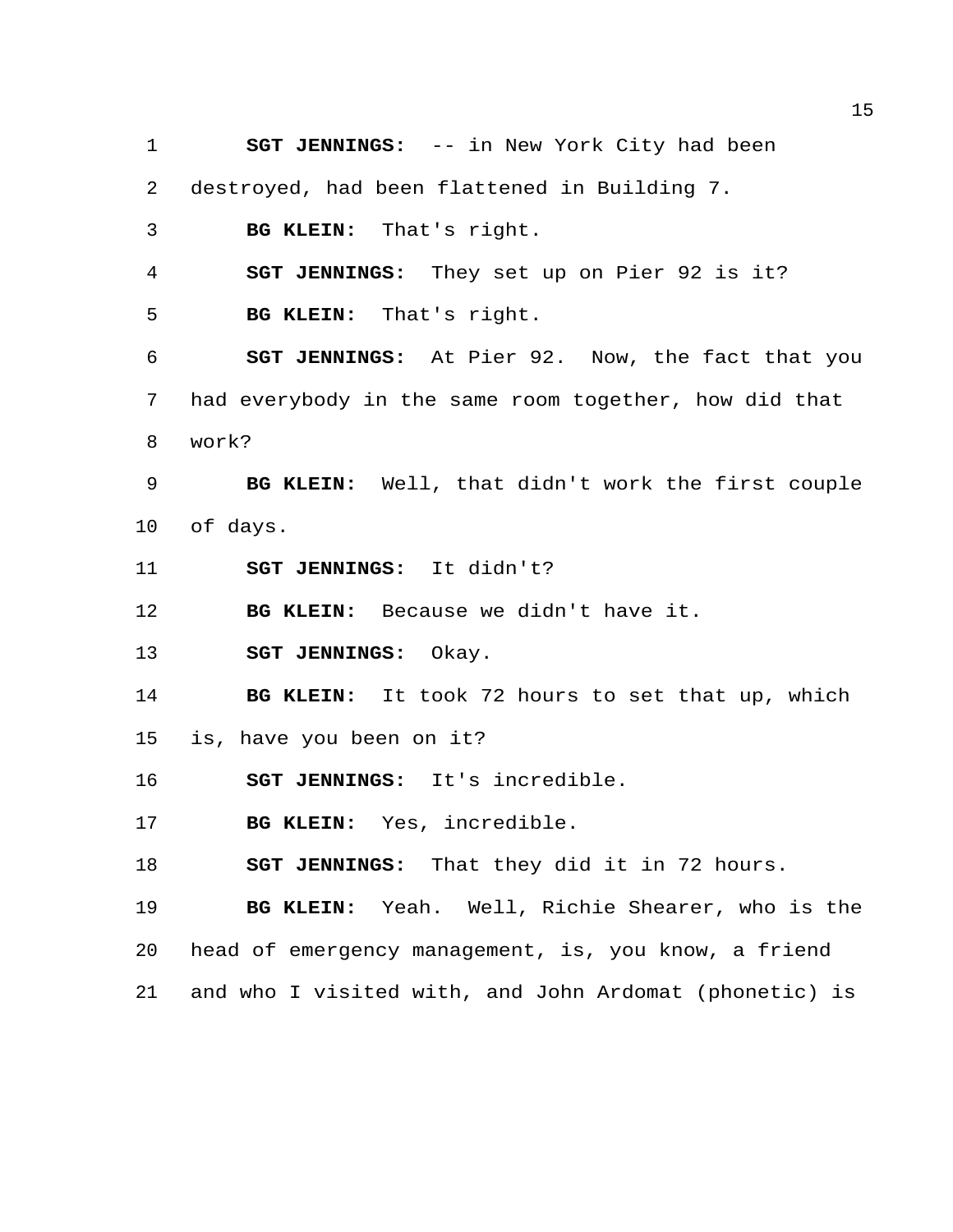**SGT JENNINGS:** -- in New York City had been destroyed, had been flattened in Building 7.

**BG KLEIN:** That's right.

**SGT JENNINGS:** They set up on Pier 92 is it?

**BG KLEIN:** That's right.

**SGT JENNINGS:** At Pier 92. Now, the fact that you had everybody in the same room together, how did that work?

**BG KLEIN:** Well, that didn't work the first couple of days.

**SGT JENNINGS:** It didn't?

**BG KLEIN:** Because we didn't have it.

**SGT JENNINGS:** Okay.

**BG KLEIN:** It took 72 hours to set that up, which is, have you been on it?

**SGT JENNINGS:** It's incredible.

**BG KLEIN:** Yes, incredible.

**SGT JENNINGS:** That they did it in 72 hours.

**BG KLEIN:** Yeah. Well, Richie Shearer, who is the head of emergency management, is, you know, a friend and who I visited with, and John Ardomat (phonetic) is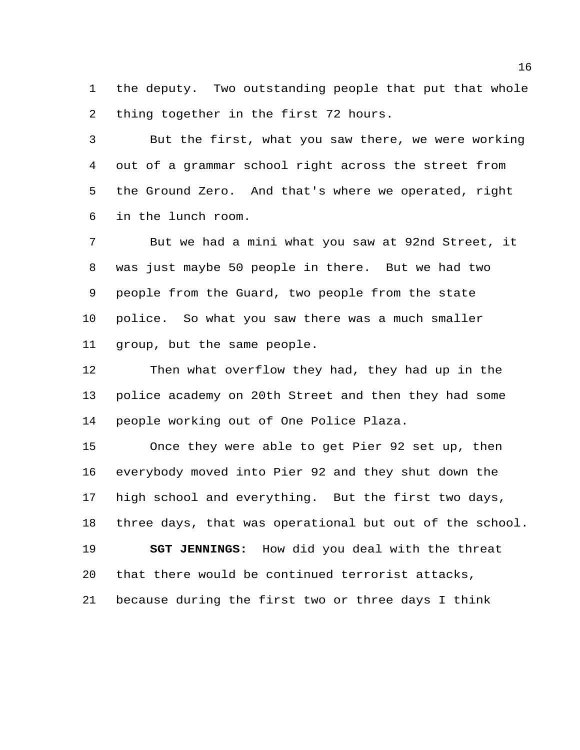the deputy. Two outstanding people that put that whole thing together in the first 72 hours.

But the first, what you saw there, we were working out of a grammar school right across the street from the Ground Zero. And that's where we operated, right in the lunch room.

But we had a mini what you saw at 92nd Street, it was just maybe 50 people in there. But we had two people from the Guard, two people from the state police. So what you saw there was a much smaller group, but the same people.

Then what overflow they had, they had up in the police academy on 20th Street and then they had some people working out of One Police Plaza.

Once they were able to get Pier 92 set up, then everybody moved into Pier 92 and they shut down the high school and everything. But the first two days, three days, that was operational but out of the school.

**SGT JENNINGS:** How did you deal with the threat that there would be continued terrorist attacks, because during the first two or three days I think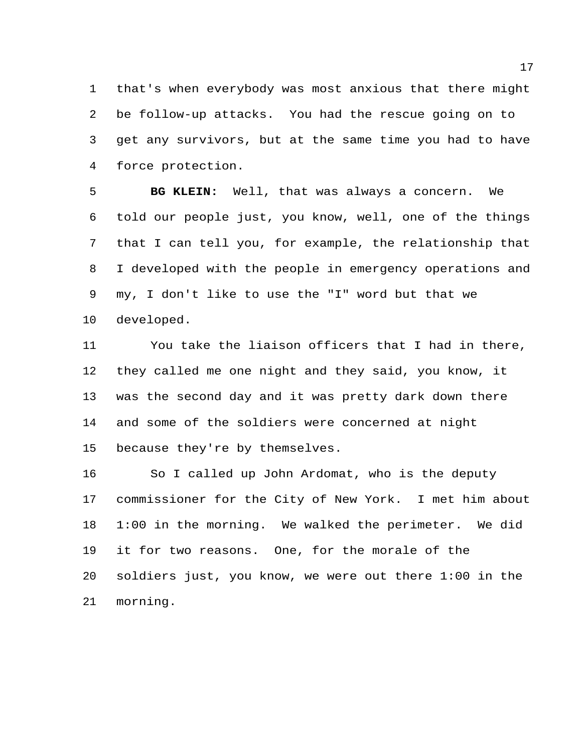that's when everybody was most anxious that there might be follow-up attacks. You had the rescue going on to get any survivors, but at the same time you had to have force protection.

**BG KLEIN:** Well, that was always a concern. We told our people just, you know, well, one of the things that I can tell you, for example, the relationship that I developed with the people in emergency operations and my, I don't like to use the "I" word but that we developed.

You take the liaison officers that I had in there, they called me one night and they said, you know, it was the second day and it was pretty dark down there and some of the soldiers were concerned at night because they're by themselves.

So I called up John Ardomat, who is the deputy commissioner for the City of New York. I met him about 1:00 in the morning. We walked the perimeter. We did it for two reasons. One, for the morale of the soldiers just, you know, we were out there 1:00 in the morning.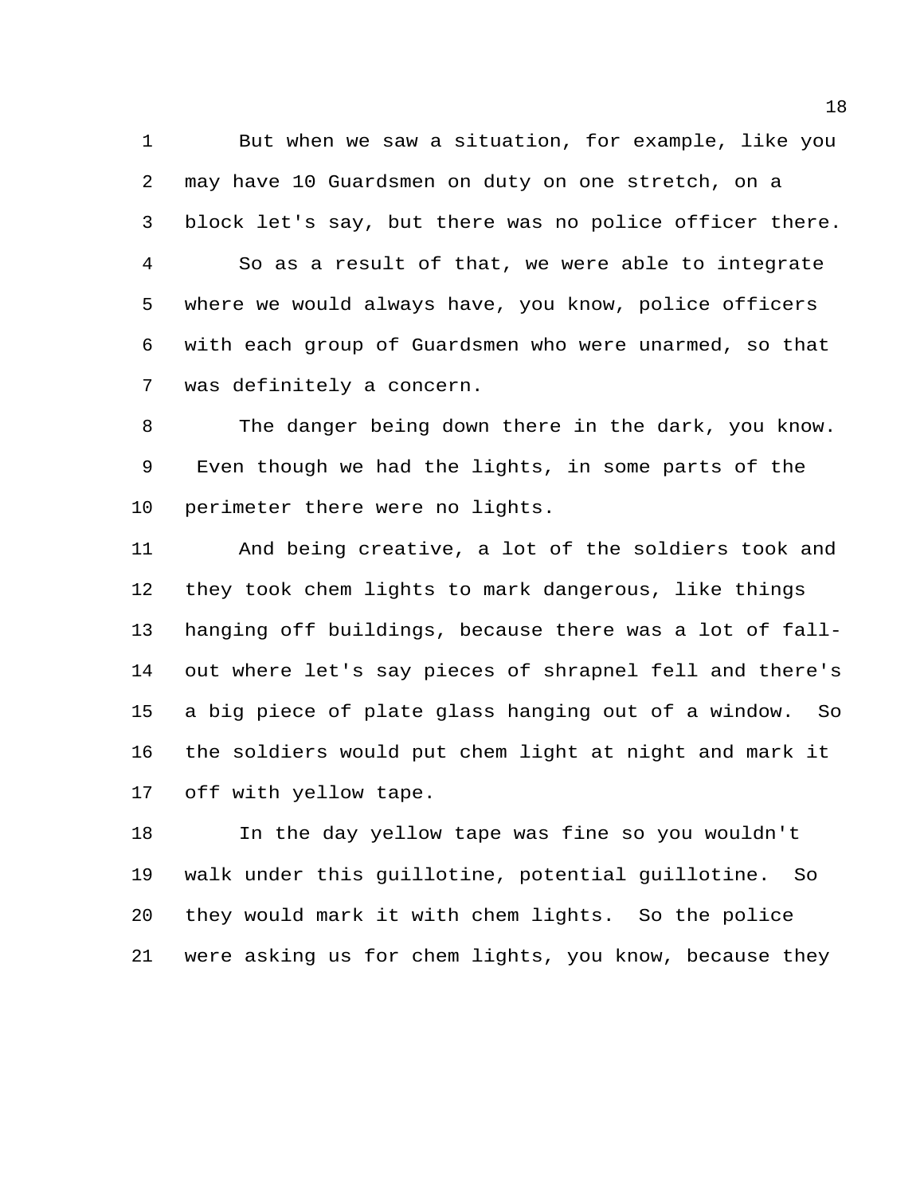But when we saw a situation, for example, like you may have 10 Guardsmen on duty on one stretch, on a block let's say, but there was no police officer there.

So as a result of that, we were able to integrate where we would always have, you know, police officers with each group of Guardsmen who were unarmed, so that was definitely a concern.

The danger being down there in the dark, you know. Even though we had the lights, in some parts of the perimeter there were no lights.

And being creative, a lot of the soldiers took and they took chem lights to mark dangerous, like things hanging off buildings, because there was a lot of fall-out where let's say pieces of shrapnel fell and there's a big piece of plate glass hanging out of a window. So the soldiers would put chem light at night and mark it off with yellow tape.

In the day yellow tape was fine so you wouldn't walk under this guillotine, potential guillotine. So they would mark it with chem lights. So the police were asking us for chem lights, you know, because they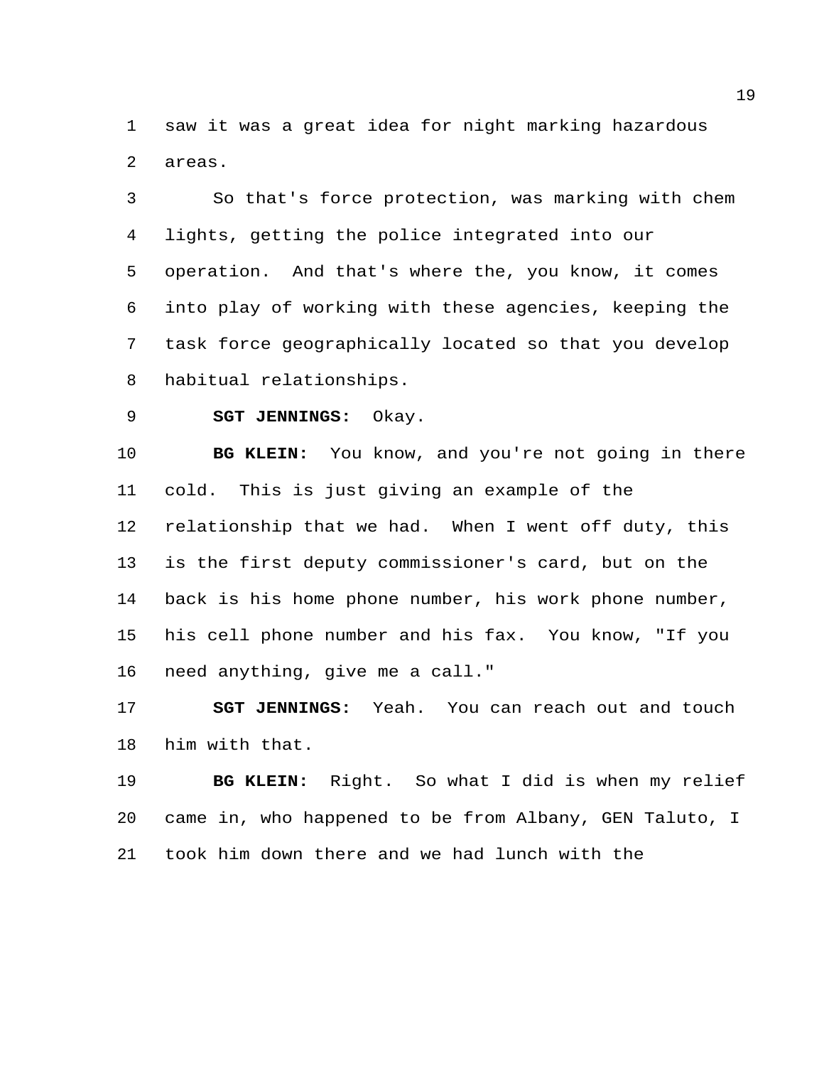saw it was a great idea for night marking hazardous areas.

So that's force protection, was marking with chem lights, getting the police integrated into our operation. And that's where the, you know, it comes into play of working with these agencies, keeping the task force geographically located so that you develop habitual relationships.

**SGT JENNINGS:** Okay.

**BG KLEIN:** You know, and you're not going in there cold. This is just giving an example of the relationship that we had. When I went off duty, this is the first deputy commissioner's card, but on the back is his home phone number, his work phone number, his cell phone number and his fax. You know, "If you need anything, give me a call."

**SGT JENNINGS:** Yeah. You can reach out and touch him with that.

**BG KLEIN:** Right. So what I did is when my relief came in, who happened to be from Albany, GEN Taluto, I took him down there and we had lunch with the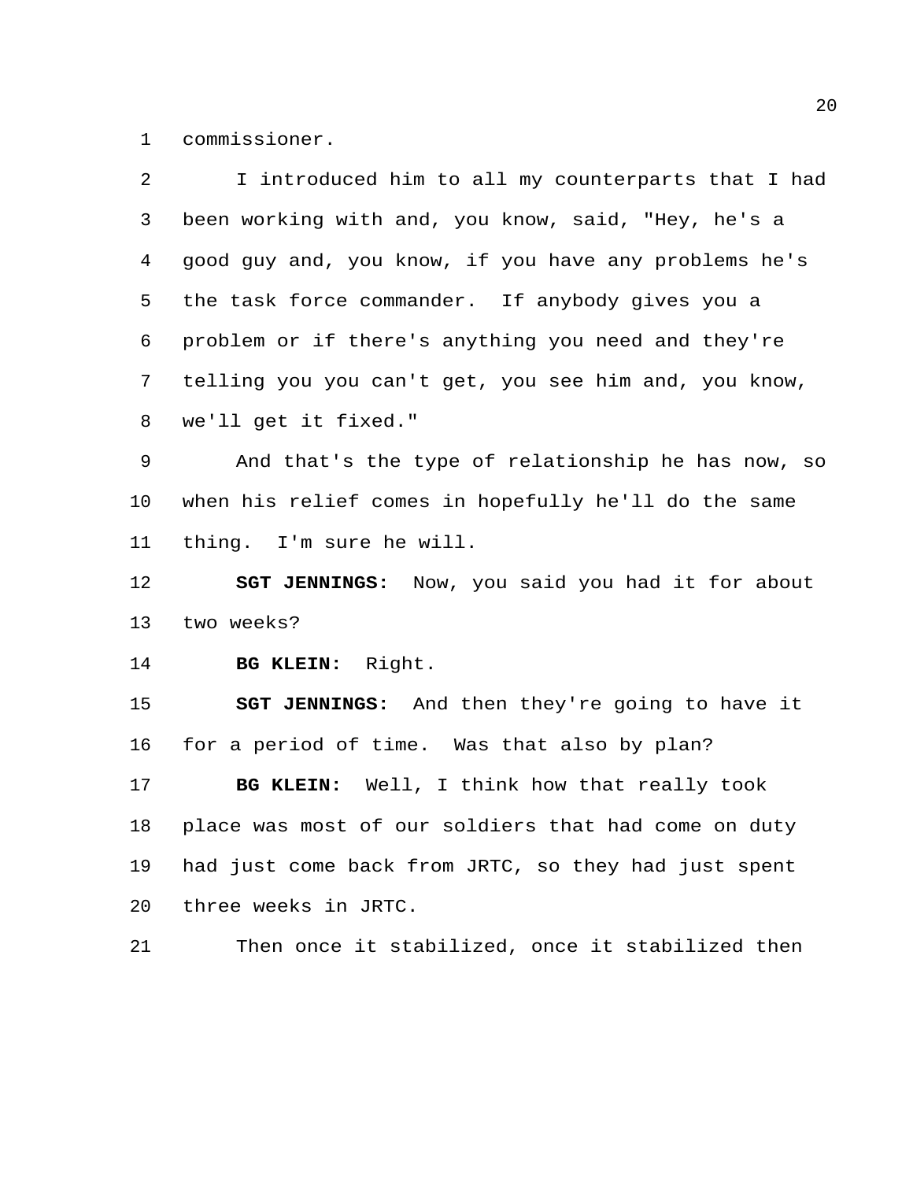commissioner.

I introduced him to all my counterparts that I had been working with and, you know, said, "Hey, he's a good guy and, you know, if you have any problems he's the task force commander. If anybody gives you a problem or if there's anything you need and they're telling you you can't get, you see him and, you know, we'll get it fixed."

And that's the type of relationship he has now, so when his relief comes in hopefully he'll do the same thing. I'm sure he will.

**SGT JENNINGS:** Now, you said you had it for about two weeks?

**BG KLEIN:** Right.

**SGT JENNINGS:** And then they're going to have it for a period of time. Was that also by plan?

**BG KLEIN:** Well, I think how that really took place was most of our soldiers that had come on duty had just come back from JRTC, so they had just spent three weeks in JRTC.

Then once it stabilized, once it stabilized then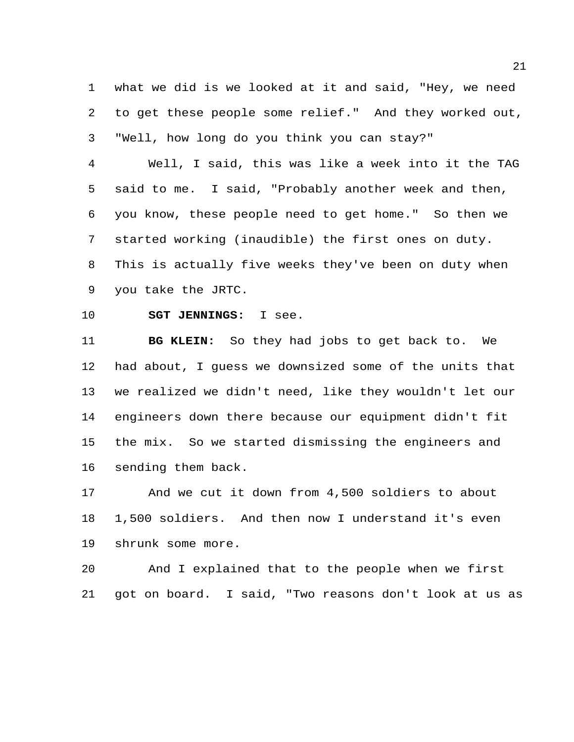what we did is we looked at it and said, "Hey, we need to get these people some relief." And they worked out, "Well, how long do you think you can stay?"

Well, I said, this was like a week into it the TAG said to me. I said, "Probably another week and then, you know, these people need to get home." So then we started working (inaudible) the first ones on duty. This is actually five weeks they've been on duty when you take the JRTC.

**SGT JENNINGS:** I see.

**BG KLEIN:** So they had jobs to get back to. We had about, I guess we downsized some of the units that we realized we didn't need, like they wouldn't let our engineers down there because our equipment didn't fit the mix. So we started dismissing the engineers and sending them back.

And we cut it down from 4,500 soldiers to about 1,500 soldiers. And then now I understand it's even shrunk some more.

And I explained that to the people when we first got on board. I said, "Two reasons don't look at us as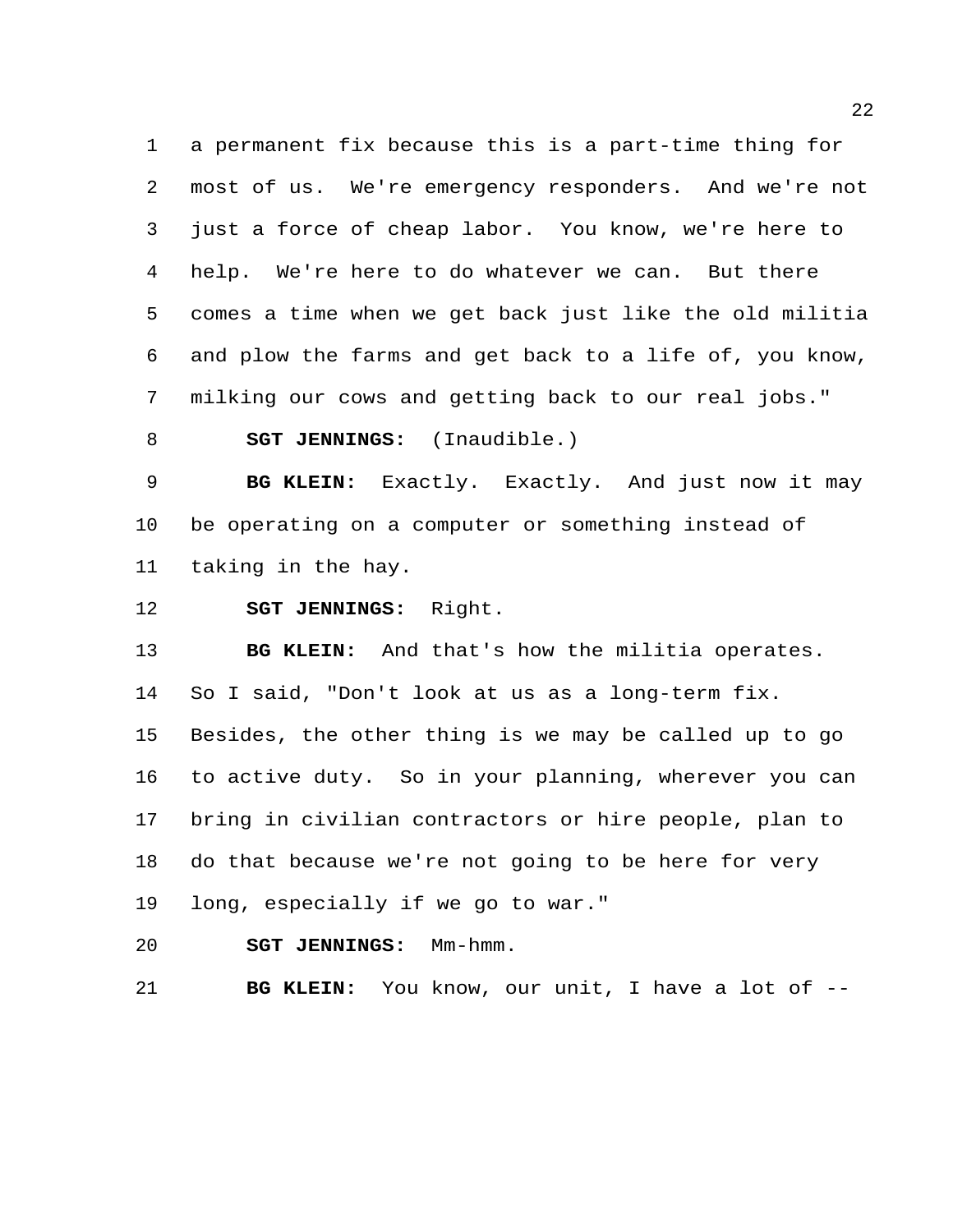a permanent fix because this is a part-time thing for most of us. We're emergency responders. And we're not just a force of cheap labor. You know, we're here to help. We're here to do whatever we can. But there comes a time when we get back just like the old militia and plow the farms and get back to a life of, you know, milking our cows and getting back to our real jobs."

**SGT JENNINGS:** (Inaudible.)

**BG KLEIN:** Exactly. Exactly. And just now it may be operating on a computer or something instead of taking in the hay.

**SGT JENNINGS:** Right.

**BG KLEIN:** And that's how the militia operates. So I said, "Don't look at us as a long-term fix. Besides, the other thing is we may be called up to go to active duty. So in your planning, wherever you can bring in civilian contractors or hire people, plan to do that because we're not going to be here for very long, especially if we go to war."

**SGT JENNINGS:** Mm-hmm.

**BG KLEIN:** You know, our unit, I have a lot of --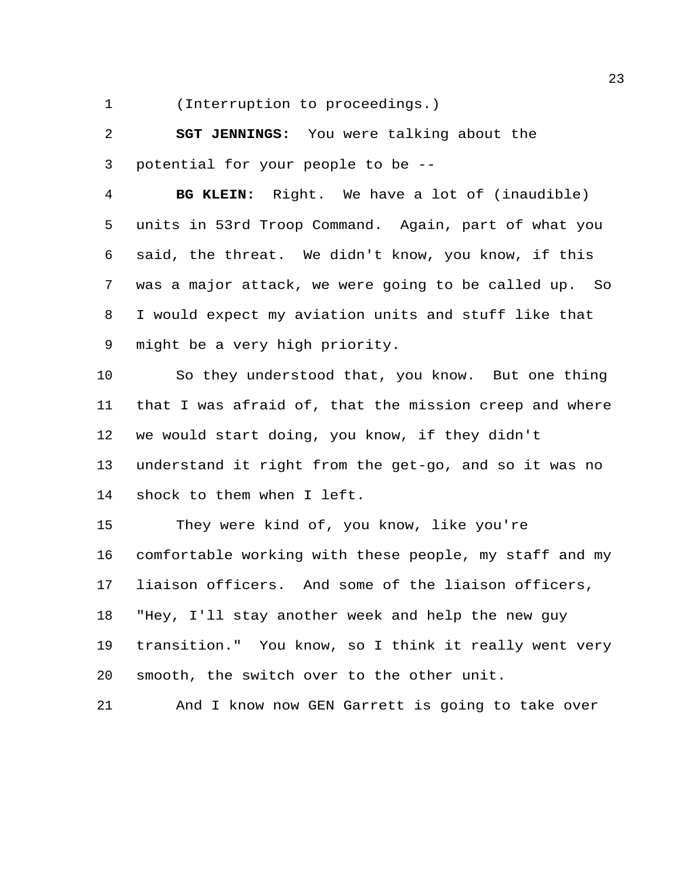(Interruption to proceedings.)

**SGT JENNINGS:** You were talking about the potential for your people to be --

**BG KLEIN:** Right. We have a lot of (inaudible) units in 53rd Troop Command. Again, part of what you said, the threat. We didn't know, you know, if this was a major attack, we were going to be called up. So I would expect my aviation units and stuff like that might be a very high priority.

So they understood that, you know. But one thing that I was afraid of, that the mission creep and where we would start doing, you know, if they didn't understand it right from the get-go, and so it was no shock to them when I left.

They were kind of, you know, like you're comfortable working with these people, my staff and my liaison officers. And some of the liaison officers, "Hey, I'll stay another week and help the new guy transition." You know, so I think it really went very smooth, the switch over to the other unit.

And I know now GEN Garrett is going to take over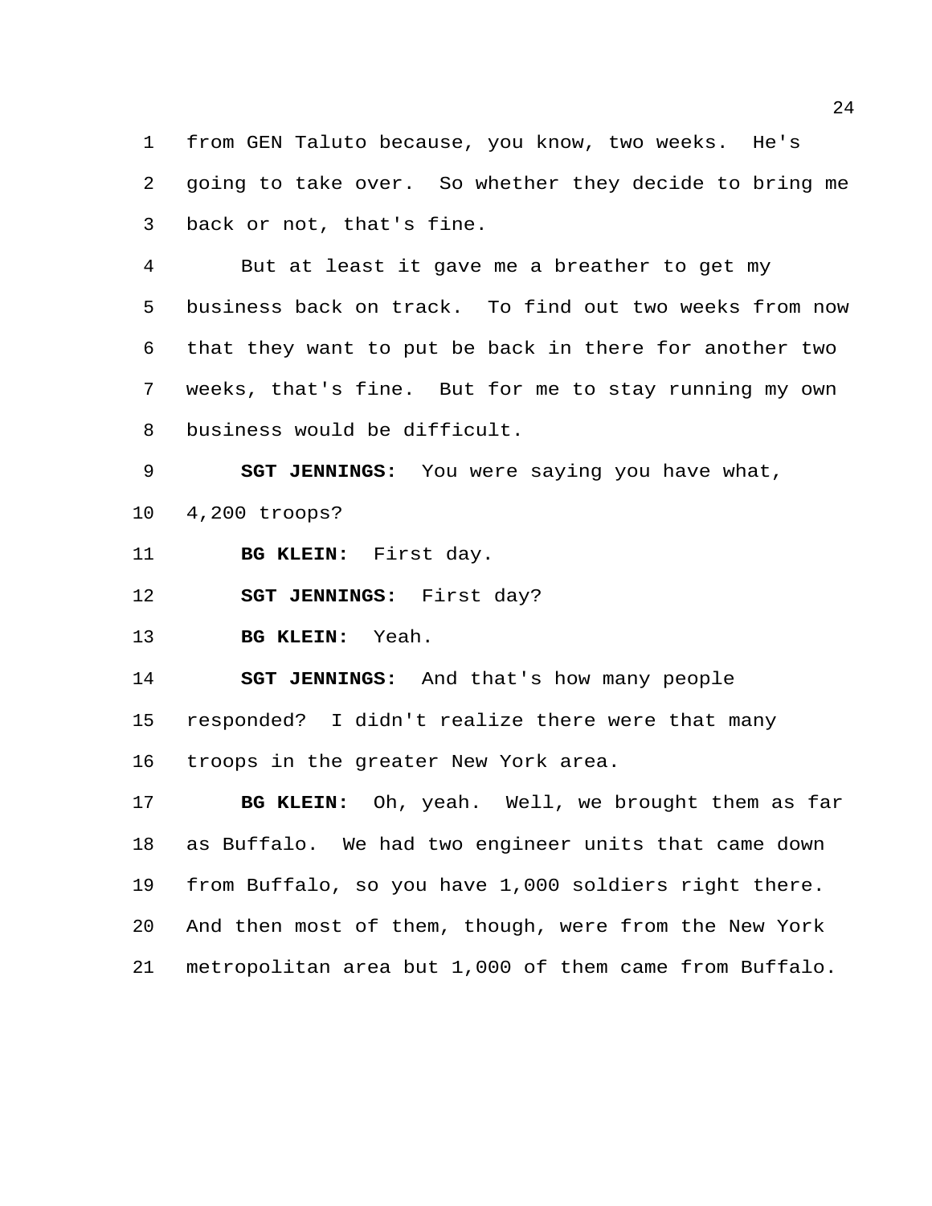from GEN Taluto because, you know, two weeks. He's going to take over. So whether they decide to bring me back or not, that's fine.

But at least it gave me a breather to get my business back on track. To find out two weeks from now that they want to put be back in there for another two weeks, that's fine. But for me to stay running my own business would be difficult.

**SGT JENNINGS:** You were saying you have what, 4,200 troops?

**BG KLEIN:** First day.

**SGT JENNINGS:** First day?

**BG KLEIN:** Yeah.

**SGT JENNINGS:** And that's how many people responded? I didn't realize there were that many troops in the greater New York area.

**BG KLEIN:** Oh, yeah. Well, we brought them as far as Buffalo. We had two engineer units that came down from Buffalo, so you have 1,000 soldiers right there. And then most of them, though, were from the New York metropolitan area but 1,000 of them came from Buffalo.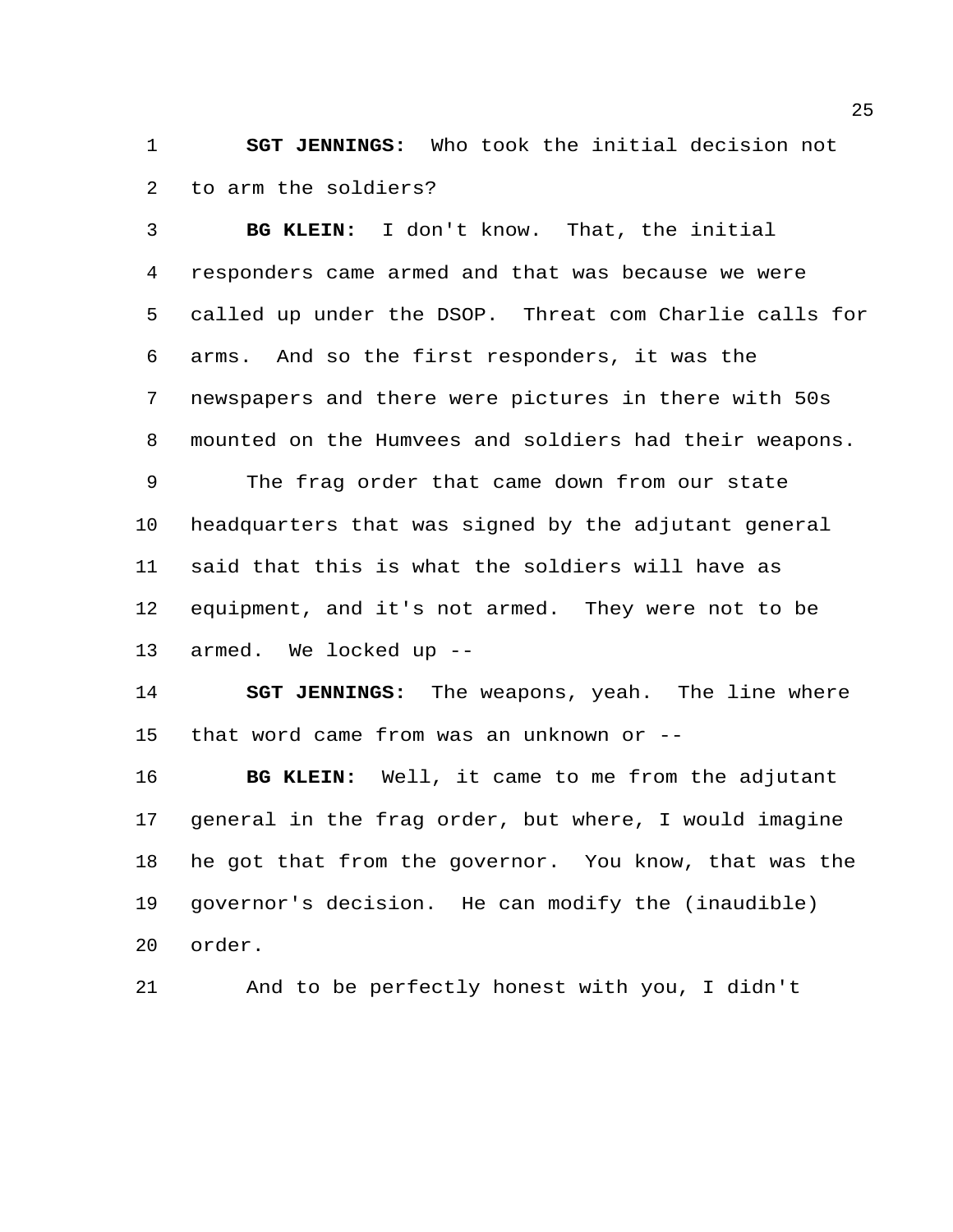**SGT JENNINGS:** Who took the initial decision not to arm the soldiers?

**BG KLEIN:** I don't know. That, the initial responders came armed and that was because we were called up under the DSOP. Threat com Charlie calls for arms. And so the first responders, it was the newspapers and there were pictures in there with 50s mounted on the Humvees and soldiers had their weapons.

The frag order that came down from our state headquarters that was signed by the adjutant general said that this is what the soldiers will have as equipment, and it's not armed. They were not to be armed. We locked up --

**SGT JENNINGS:** The weapons, yeah. The line where that word came from was an unknown or --

**BG KLEIN:** Well, it came to me from the adjutant general in the frag order, but where, I would imagine he got that from the governor. You know, that was the governor's decision. He can modify the (inaudible) order.

And to be perfectly honest with you, I didn't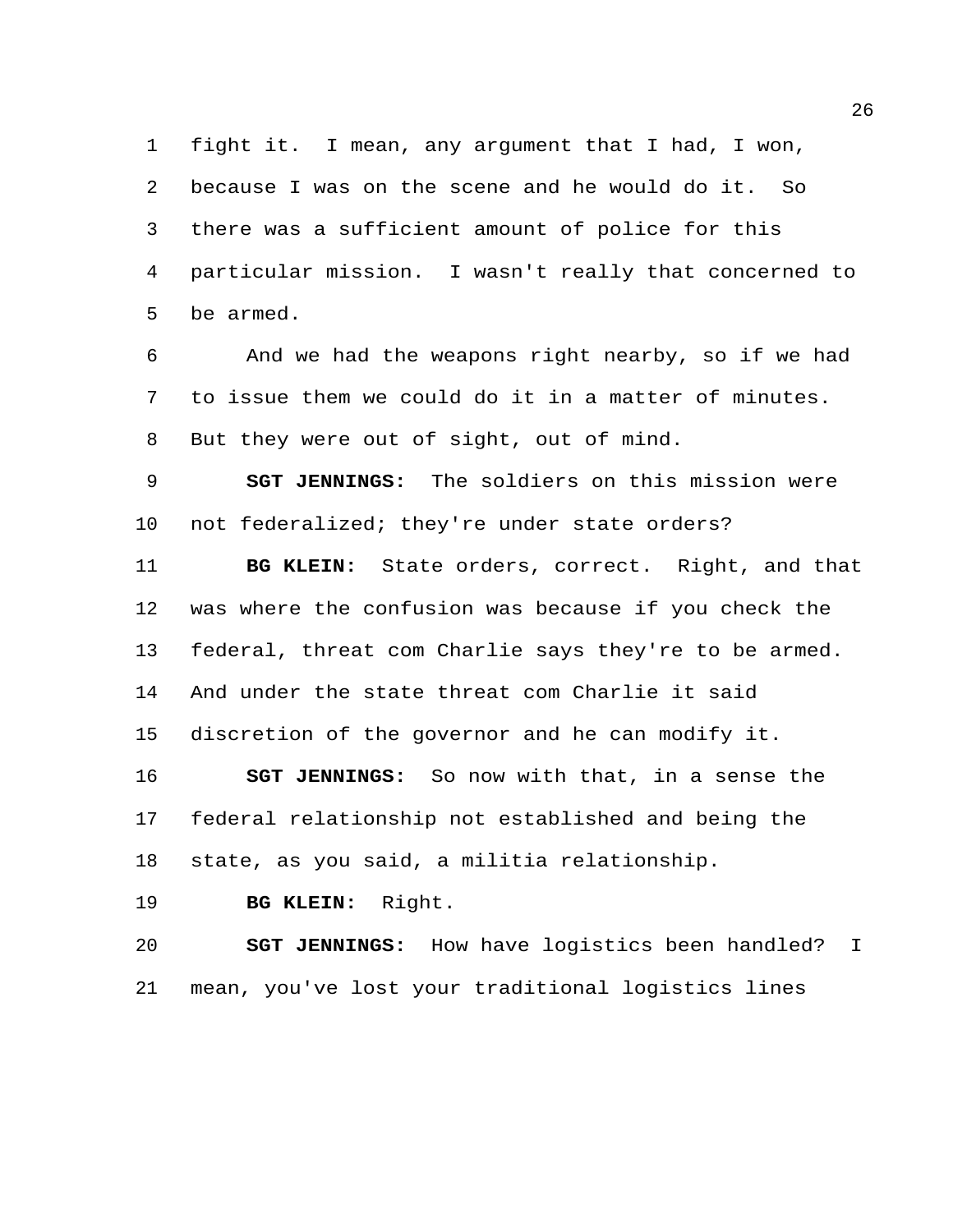fight it. I mean, any argument that I had, I won, because I was on the scene and he would do it. So there was a sufficient amount of police for this particular mission. I wasn't really that concerned to be armed.

And we had the weapons right nearby, so if we had to issue them we could do it in a matter of minutes. But they were out of sight, out of mind.

**SGT JENNINGS:** The soldiers on this mission were not federalized; they're under state orders?

**BG KLEIN:** State orders, correct. Right, and that was where the confusion was because if you check the federal, threat com Charlie says they're to be armed. And under the state threat com Charlie it said discretion of the governor and he can modify it.

**SGT JENNINGS:** So now with that, in a sense the federal relationship not established and being the state, as you said, a militia relationship.

**BG KLEIN:** Right.

**SGT JENNINGS:** How have logistics been handled? I mean, you've lost your traditional logistics lines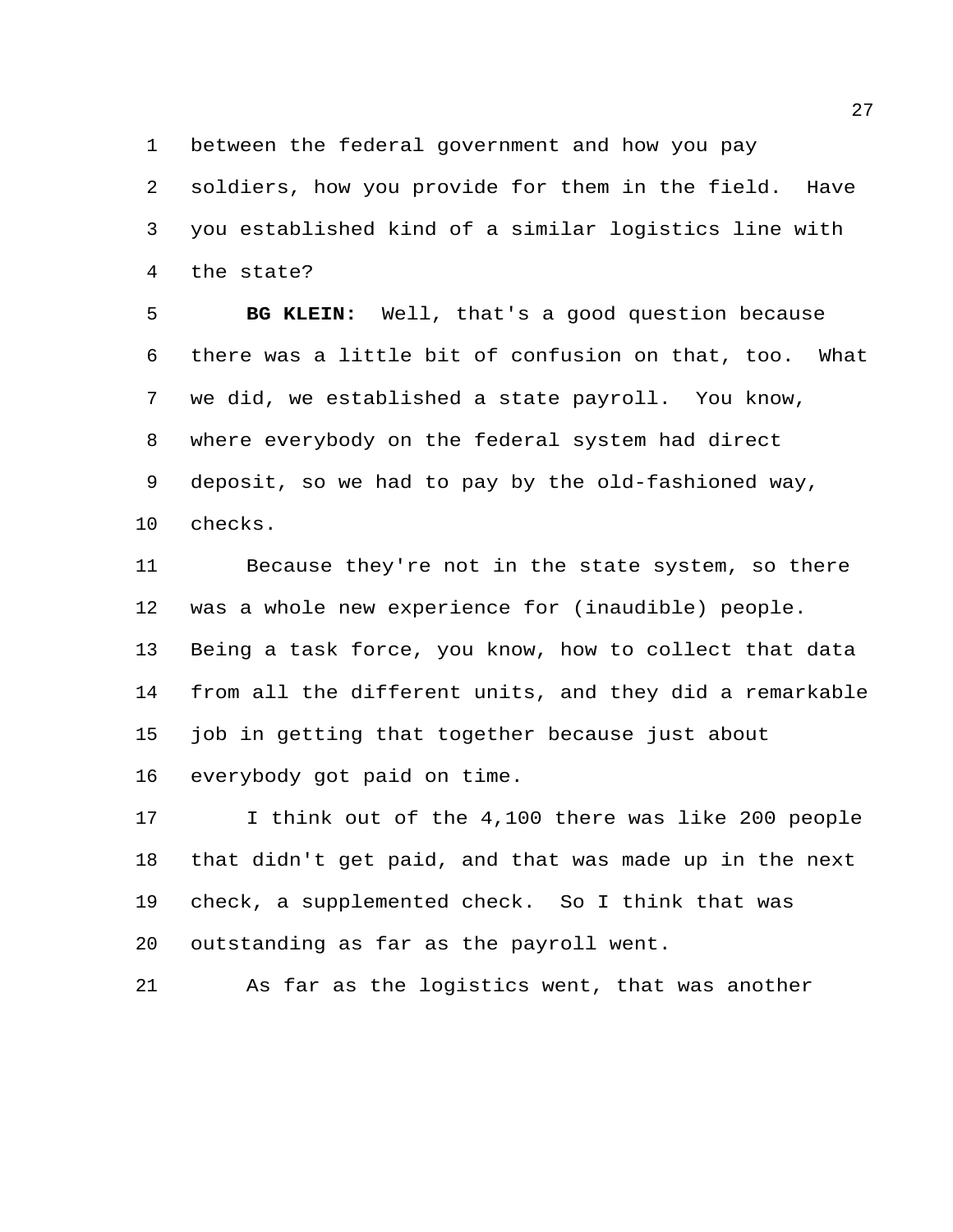between the federal government and how you pay soldiers, how you provide for them in the field. Have you established kind of a similar logistics line with the state?

**BG KLEIN:** Well, that's a good question because there was a little bit of confusion on that, too. What we did, we established a state payroll. You know, where everybody on the federal system had direct deposit, so we had to pay by the old-fashioned way, checks.

Because they're not in the state system, so there was a whole new experience for (inaudible) people. Being a task force, you know, how to collect that data from all the different units, and they did a remarkable job in getting that together because just about everybody got paid on time.

I think out of the 4,100 there was like 200 people that didn't get paid, and that was made up in the next check, a supplemented check. So I think that was outstanding as far as the payroll went.

As far as the logistics went, that was another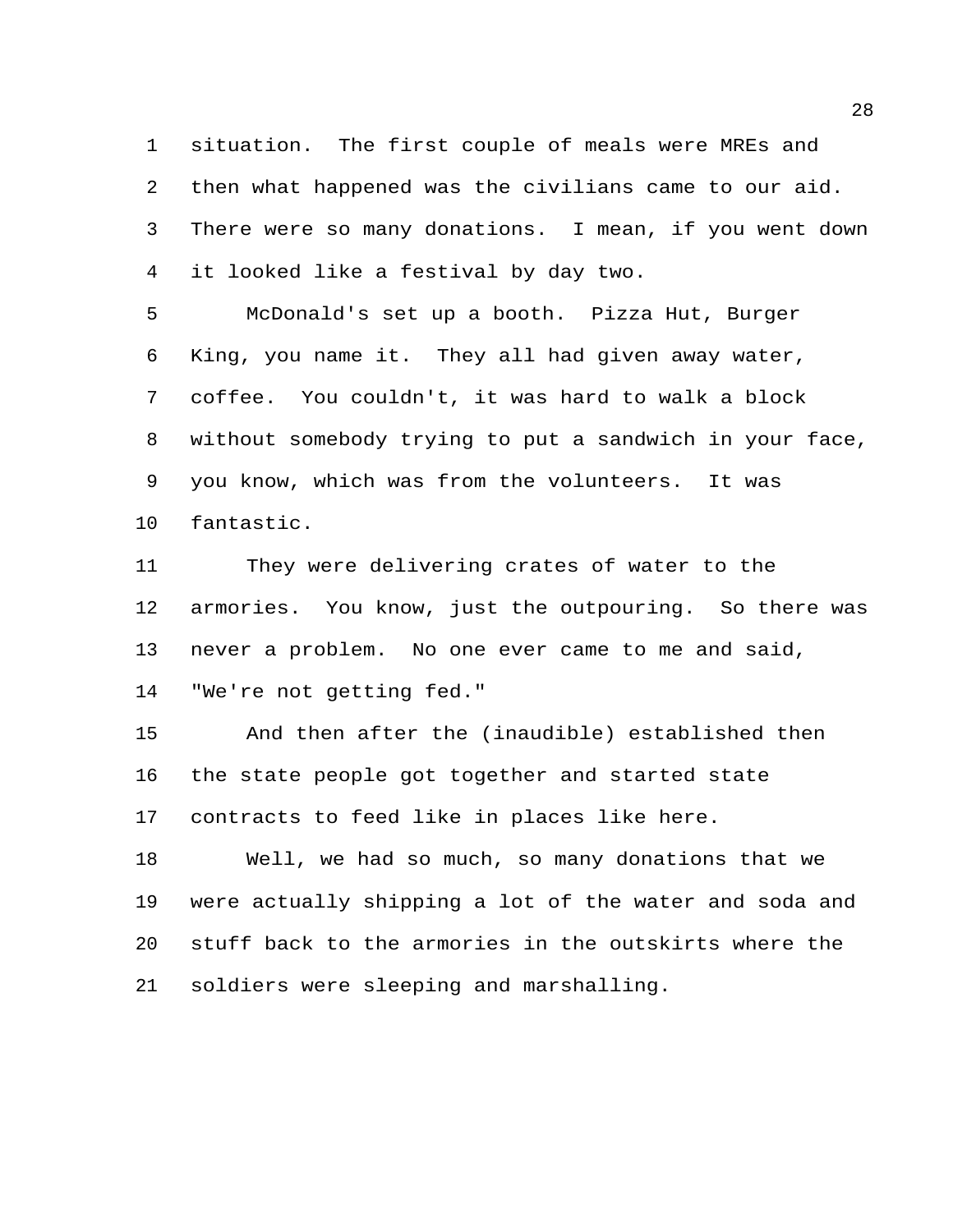situation. The first couple of meals were MREs and then what happened was the civilians came to our aid. There were so many donations. I mean, if you went down it looked like a festival by day two.

McDonald's set up a booth. Pizza Hut, Burger King, you name it. They all had given away water, coffee. You couldn't, it was hard to walk a block without somebody trying to put a sandwich in your face, you know, which was from the volunteers. It was fantastic.

They were delivering crates of water to the armories. You know, just the outpouring. So there was never a problem. No one ever came to me and said, "We're not getting fed."

And then after the (inaudible) established then the state people got together and started state contracts to feed like in places like here.

Well, we had so much, so many donations that we were actually shipping a lot of the water and soda and stuff back to the armories in the outskirts where the soldiers were sleeping and marshalling.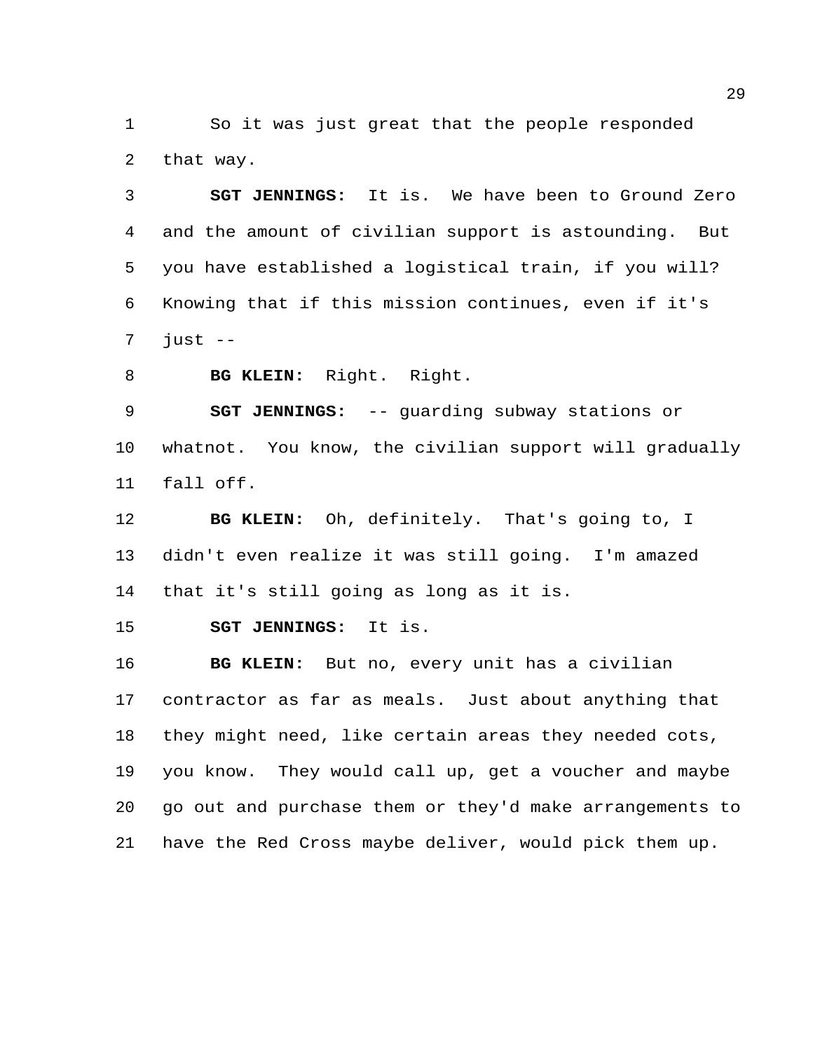So it was just great that the people responded that way.

**SGT JENNINGS:** It is. We have been to Ground Zero and the amount of civilian support is astounding. But you have established a logistical train, if you will? Knowing that if this mission continues, even if it's just --

**BG KLEIN:** Right. Right.

**SGT JENNINGS:** -- guarding subway stations or whatnot. You know, the civilian support will gradually fall off.

**BG KLEIN:** Oh, definitely. That's going to, I didn't even realize it was still going. I'm amazed that it's still going as long as it is.

**SGT JENNINGS:** It is.

**BG KLEIN:** But no, every unit has a civilian contractor as far as meals. Just about anything that they might need, like certain areas they needed cots, you know. They would call up, get a voucher and maybe go out and purchase them or they'd make arrangements to have the Red Cross maybe deliver, would pick them up.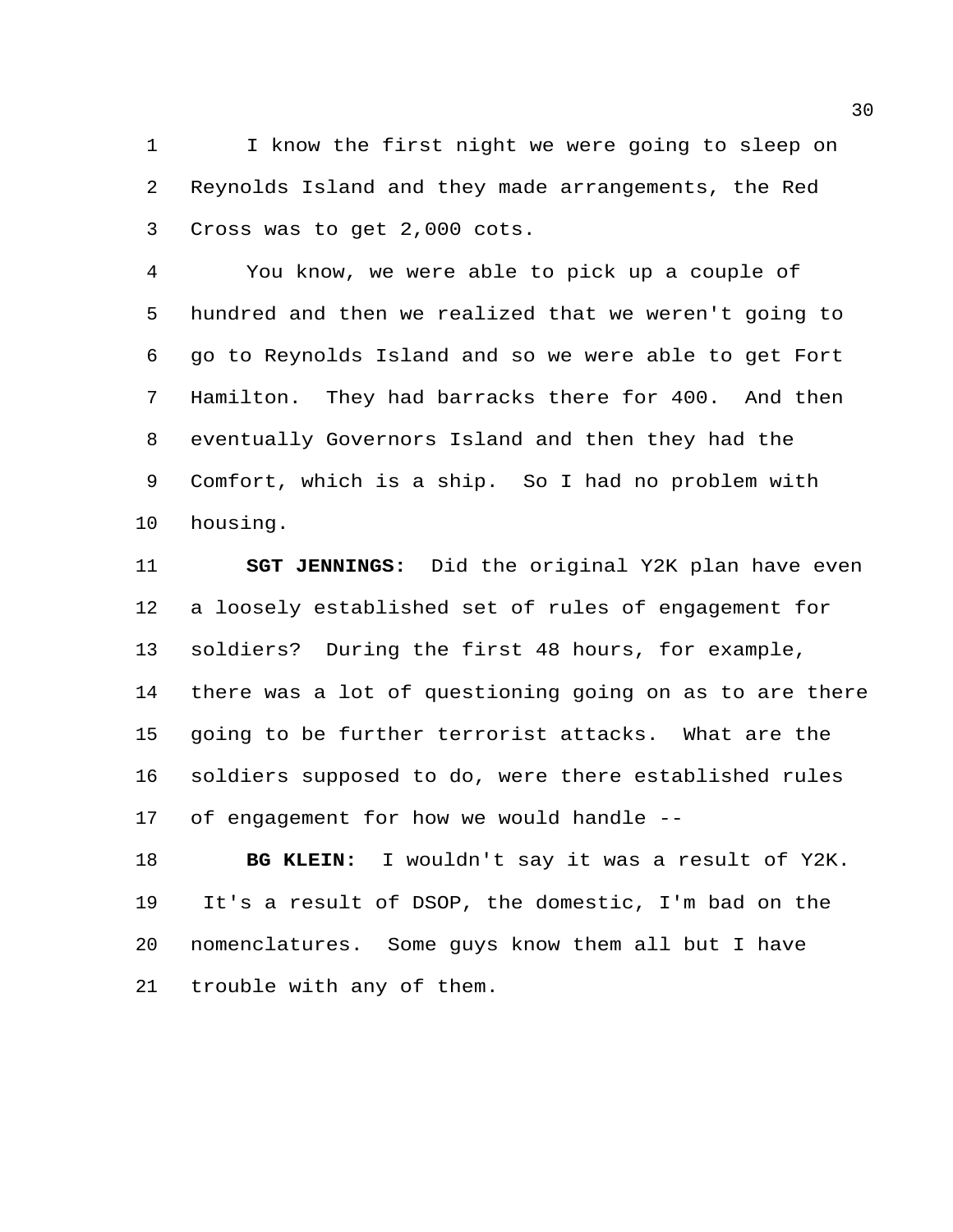I know the first night we were going to sleep on Reynolds Island and they made arrangements, the Red Cross was to get 2,000 cots.

You know, we were able to pick up a couple of hundred and then we realized that we weren't going to go to Reynolds Island and so we were able to get Fort Hamilton. They had barracks there for 400. And then eventually Governors Island and then they had the Comfort, which is a ship. So I had no problem with housing.

**SGT JENNINGS:** Did the original Y2K plan have even a loosely established set of rules of engagement for soldiers? During the first 48 hours, for example, there was a lot of questioning going on as to are there going to be further terrorist attacks. What are the soldiers supposed to do, were there established rules of engagement for how we would handle --

**BG KLEIN:** I wouldn't say it was a result of Y2K. It's a result of DSOP, the domestic, I'm bad on the nomenclatures. Some guys know them all but I have trouble with any of them.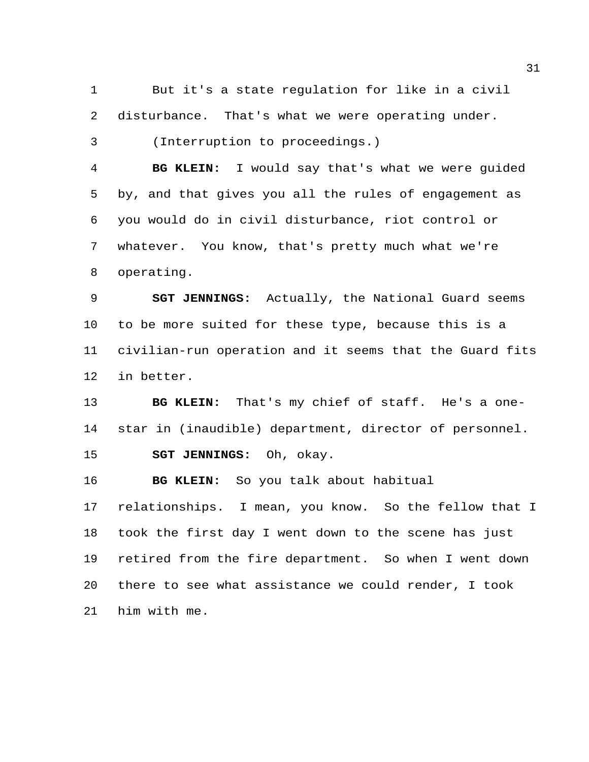But it's a state regulation for like in a civil disturbance. That's what we were operating under.

(Interruption to proceedings.)

**BG KLEIN:** I would say that's what we were guided by, and that gives you all the rules of engagement as you would do in civil disturbance, riot control or whatever. You know, that's pretty much what we're operating.

**SGT JENNINGS:** Actually, the National Guard seems to be more suited for these type, because this is a civilian-run operation and it seems that the Guard fits in better.

**BG KLEIN:** That's my chief of staff. He's a one-star in (inaudible) department, director of personnel.

**SGT JENNINGS:** Oh, okay.

**BG KLEIN:** So you talk about habitual relationships. I mean, you know. So the fellow that I took the first day I went down to the scene has just retired from the fire department. So when I went down there to see what assistance we could render, I took him with me.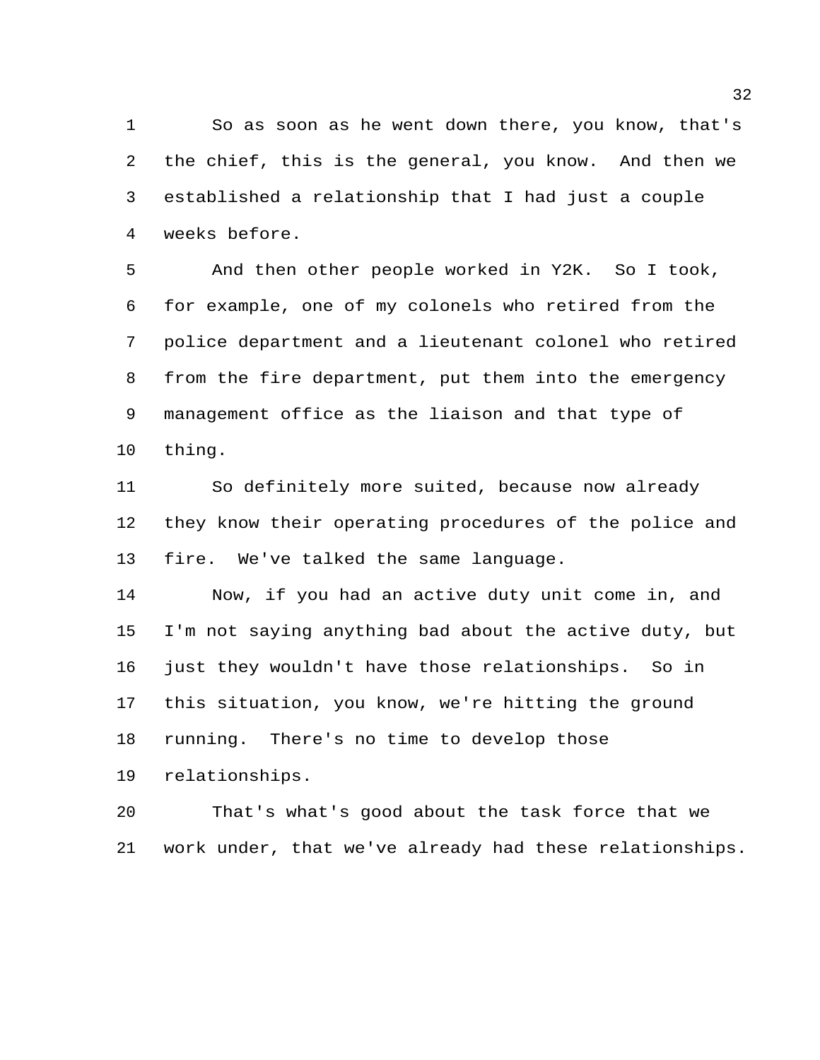So as soon as he went down there, you know, that's the chief, this is the general, you know. And then we established a relationship that I had just a couple weeks before.

And then other people worked in Y2K. So I took, for example, one of my colonels who retired from the police department and a lieutenant colonel who retired from the fire department, put them into the emergency management office as the liaison and that type of thing.

So definitely more suited, because now already they know their operating procedures of the police and fire. We've talked the same language.

Now, if you had an active duty unit come in, and I'm not saying anything bad about the active duty, but just they wouldn't have those relationships. So in this situation, you know, we're hitting the ground running. There's no time to develop those relationships.

That's what's good about the task force that we work under, that we've already had these relationships.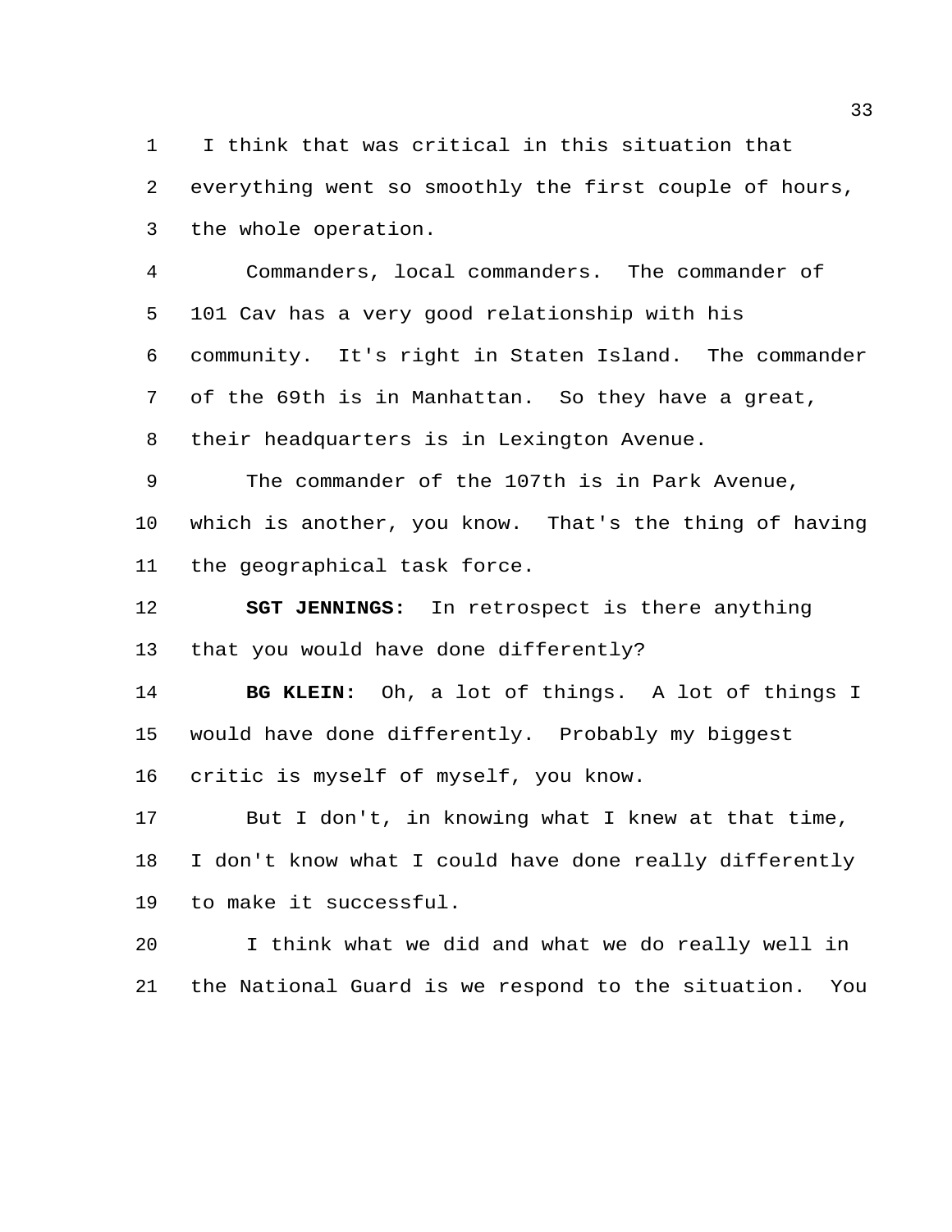I think that was critical in this situation that everything went so smoothly the first couple of hours, the whole operation.

Commanders, local commanders. The commander of 101 Cav has a very good relationship with his community. It's right in Staten Island. The commander of the 69th is in Manhattan. So they have a great, their headquarters is in Lexington Avenue.

The commander of the 107th is in Park Avenue, which is another, you know. That's the thing of having the geographical task force.

**SGT JENNINGS:** In retrospect is there anything that you would have done differently?

**BG KLEIN:** Oh, a lot of things. A lot of things I would have done differently. Probably my biggest critic is myself of myself, you know.

But I don't, in knowing what I knew at that time, I don't know what I could have done really differently to make it successful.

I think what we did and what we do really well in the National Guard is we respond to the situation. You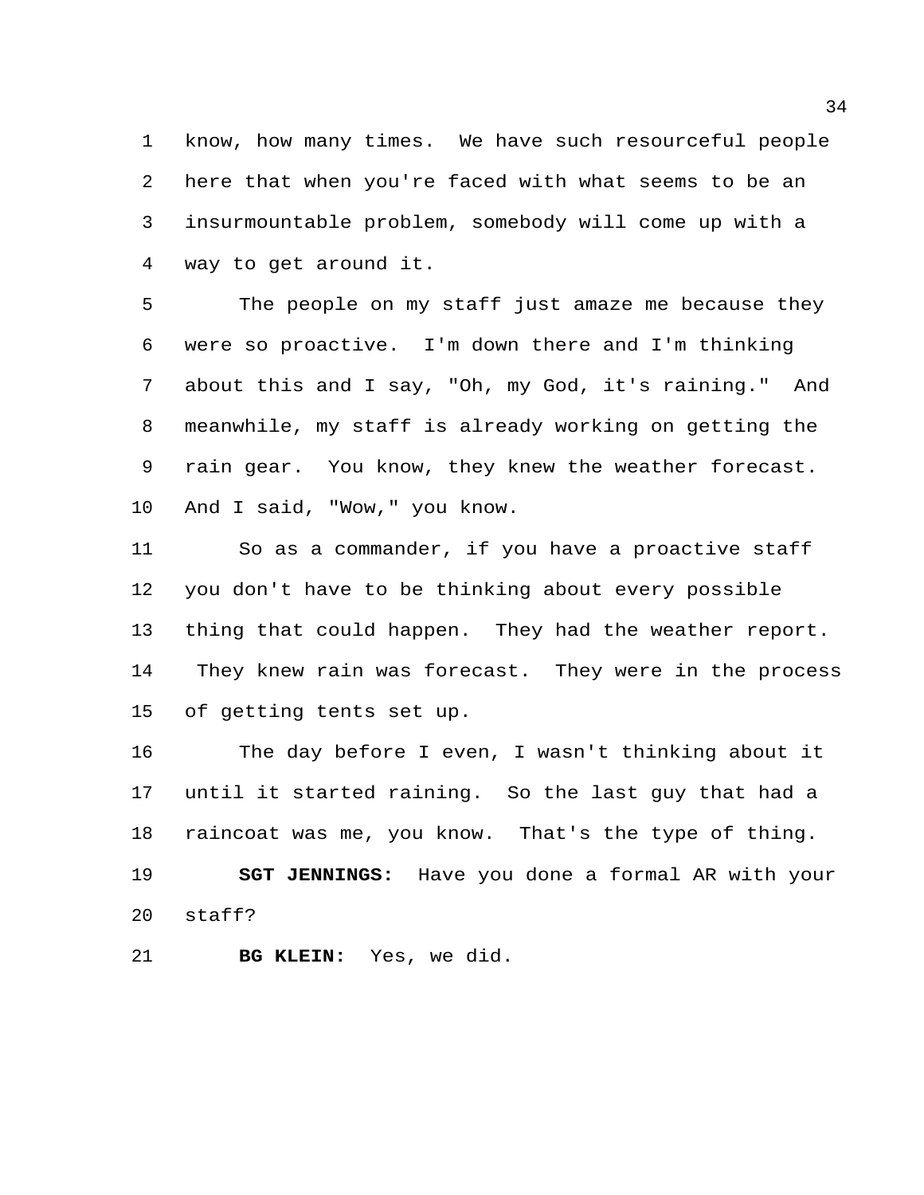know, how many times. We have such resourceful people here that when you're faced with what seems to be an insurmountable problem, somebody will come up with a way to get around it.

The people on my staff just amaze me because they were so proactive. I'm down there and I'm thinking about this and I say, "Oh, my God, it's raining." And meanwhile, my staff is already working on getting the rain gear. You know, they knew the weather forecast. And I said, "Wow," you know.

So as a commander, if you have a proactive staff you don't have to be thinking about every possible thing that could happen. They had the weather report. They knew rain was forecast. They were in the process of getting tents set up.

The day before I even, I wasn't thinking about it until it started raining. So the last guy that had a raincoat was me, you know. That's the type of thing.

**SGT JENNINGS:** Have you done a formal AR with your staff?

**BG KLEIN:** Yes, we did.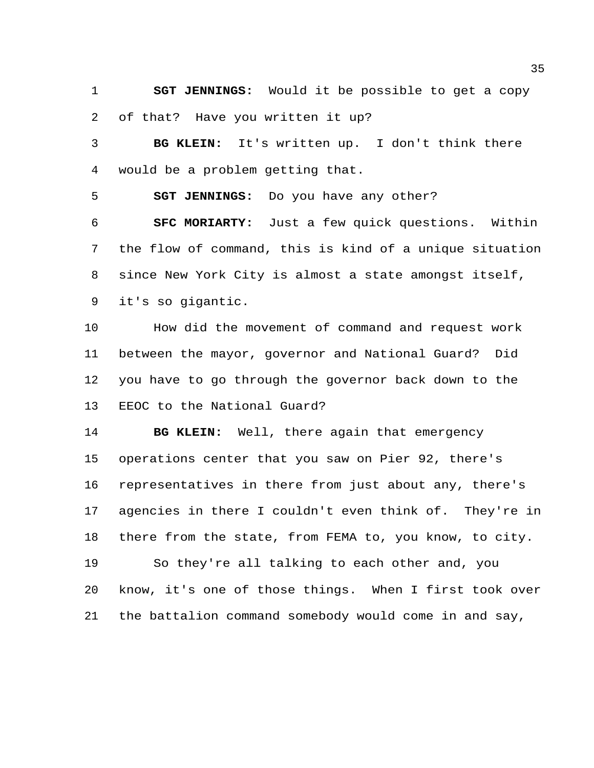**SGT JENNINGS:** Would it be possible to get a copy of that? Have you written it up?

**BG KLEIN:** It's written up. I don't think there would be a problem getting that.

**SGT JENNINGS:** Do you have any other?

**SFC MORIARTY:** Just a few quick questions. Within the flow of command, this is kind of a unique situation since New York City is almost a state amongst itself, it's so gigantic.

How did the movement of command and request work between the mayor, governor and National Guard? Did you have to go through the governor back down to the EEOC to the National Guard?

**BG KLEIN:** Well, there again that emergency operations center that you saw on Pier 92, there's representatives in there from just about any, there's agencies in there I couldn't even think of. They're in there from the state, from FEMA to, you know, to city.

So they're all talking to each other and, you know, it's one of those things. When I first took over the battalion command somebody would come in and say,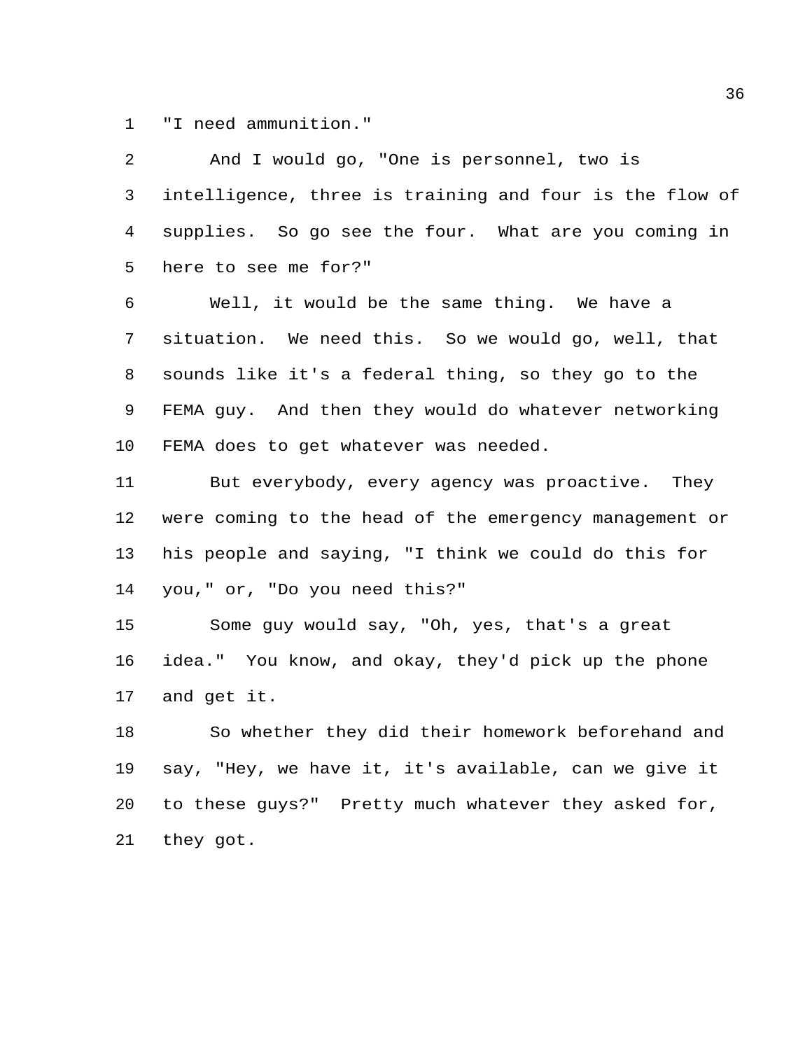"I need ammunition."

And I would go, "One is personnel, two is intelligence, three is training and four is the flow of supplies. So go see the four. What are you coming in here to see me for?"

Well, it would be the same thing. We have a situation. We need this. So we would go, well, that sounds like it's a federal thing, so they go to the FEMA guy. And then they would do whatever networking FEMA does to get whatever was needed.

But everybody, every agency was proactive. They were coming to the head of the emergency management or his people and saying, "I think we could do this for you," or, "Do you need this?"

Some guy would say, "Oh, yes, that's a great idea." You know, and okay, they'd pick up the phone and get it.

So whether they did their homework beforehand and say, "Hey, we have it, it's available, can we give it to these guys?" Pretty much whatever they asked for, they got.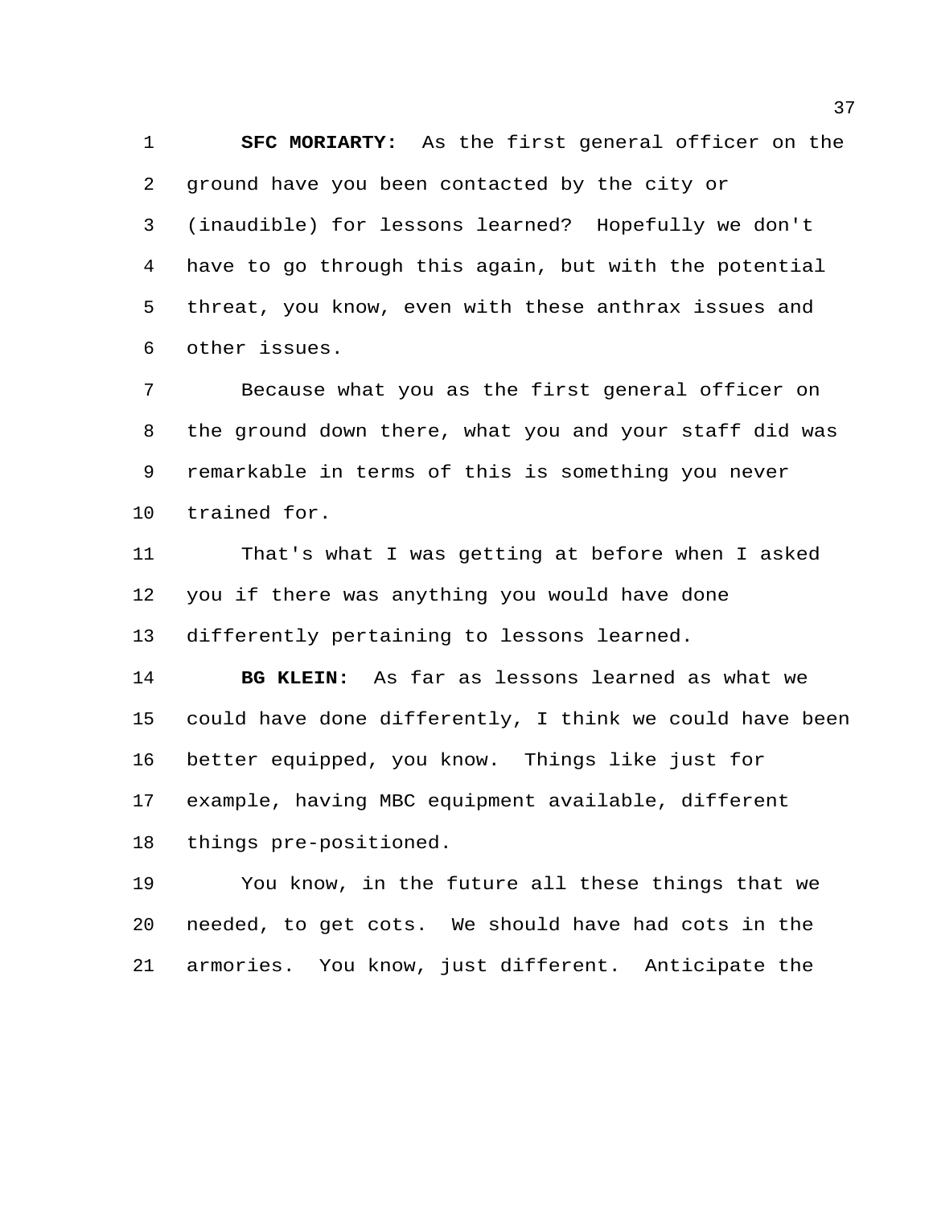**SFC MORIARTY:** As the first general officer on the ground have you been contacted by the city or (inaudible) for lessons learned? Hopefully we don't have to go through this again, but with the potential threat, you know, even with these anthrax issues and other issues.

Because what you as the first general officer on the ground down there, what you and your staff did was remarkable in terms of this is something you never trained for.

That's what I was getting at before when I asked you if there was anything you would have done differently pertaining to lessons learned.

**BG KLEIN:** As far as lessons learned as what we could have done differently, I think we could have been better equipped, you know. Things like just for example, having MBC equipment available, different things pre-positioned.

You know, in the future all these things that we needed, to get cots. We should have had cots in the armories. You know, just different. Anticipate the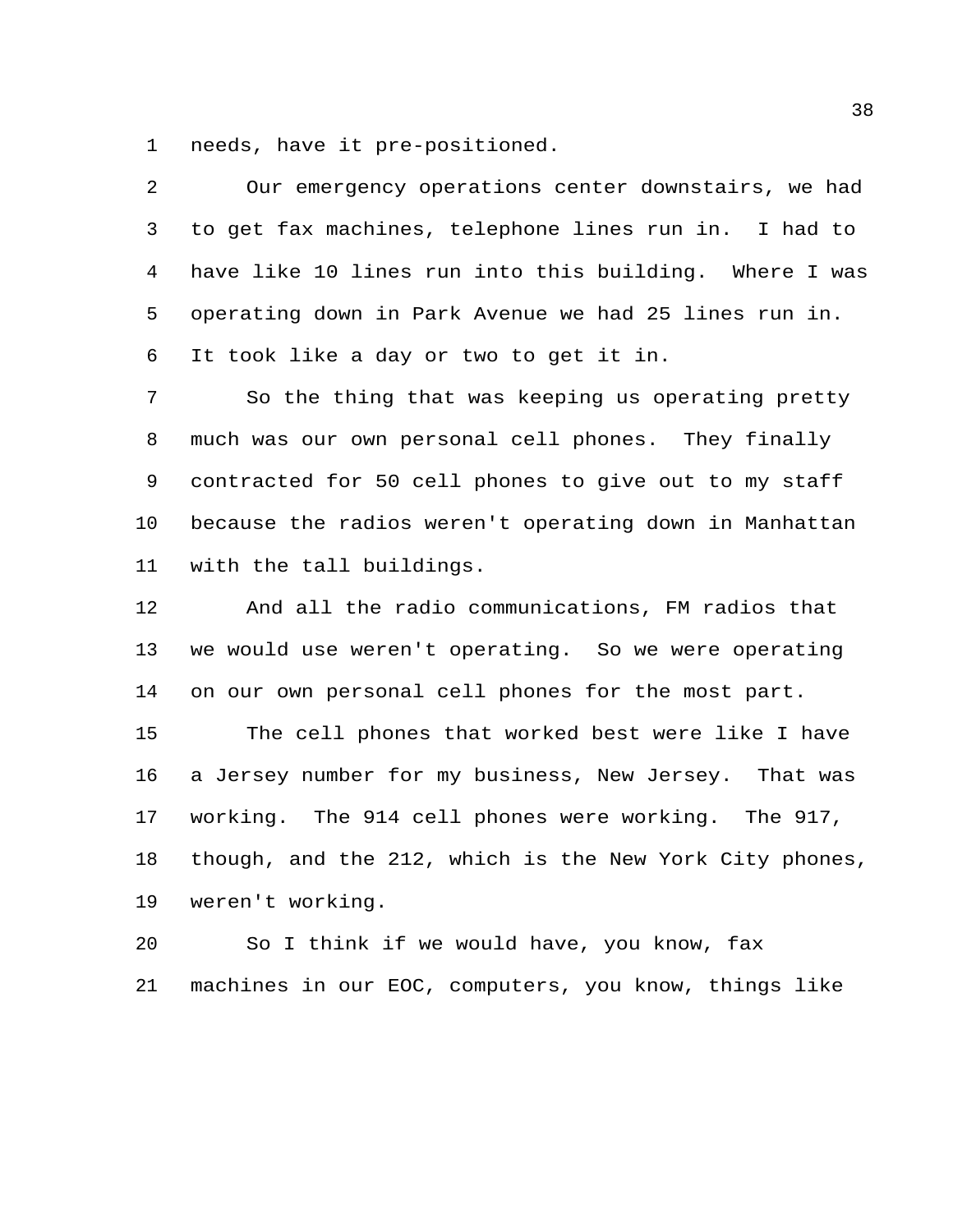needs, have it pre-positioned.

Our emergency operations center downstairs, we had to get fax machines, telephone lines run in. I had to have like 10 lines run into this building. Where I was operating down in Park Avenue we had 25 lines run in. It took like a day or two to get it in.

So the thing that was keeping us operating pretty much was our own personal cell phones. They finally contracted for 50 cell phones to give out to my staff because the radios weren't operating down in Manhattan with the tall buildings.

And all the radio communications, FM radios that we would use weren't operating. So we were operating on our own personal cell phones for the most part.

The cell phones that worked best were like I have a Jersey number for my business, New Jersey. That was working. The 914 cell phones were working. The 917, though, and the 212, which is the New York City phones, weren't working.

So I think if we would have, you know, fax machines in our EOC, computers, you know, things like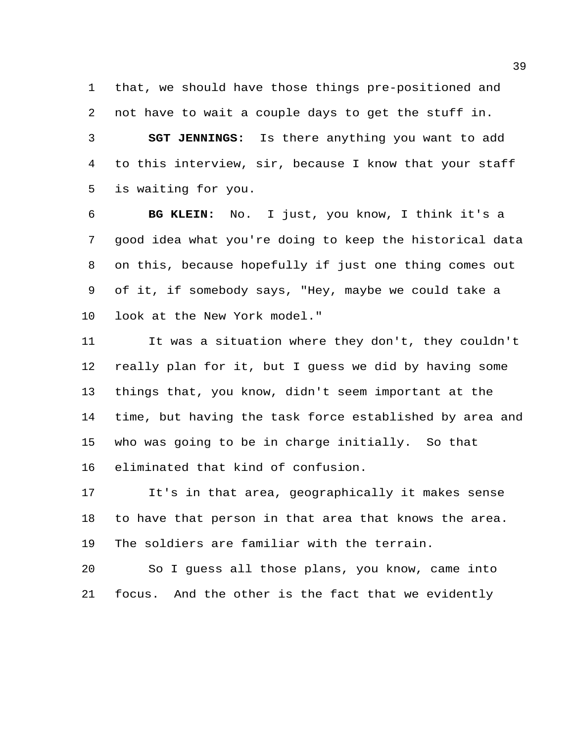that, we should have those things pre-positioned and not have to wait a couple days to get the stuff in.

**SGT JENNINGS:** Is there anything you want to add to this interview, sir, because I know that your staff is waiting for you.

**BG KLEIN:** No. I just, you know, I think it's a good idea what you're doing to keep the historical data on this, because hopefully if just one thing comes out of it, if somebody says, "Hey, maybe we could take a look at the New York model."

It was a situation where they don't, they couldn't really plan for it, but I guess we did by having some things that, you know, didn't seem important at the time, but having the task force established by area and who was going to be in charge initially. So that eliminated that kind of confusion.

It's in that area, geographically it makes sense to have that person in that area that knows the area. The soldiers are familiar with the terrain.

So I guess all those plans, you know, came into focus. And the other is the fact that we evidently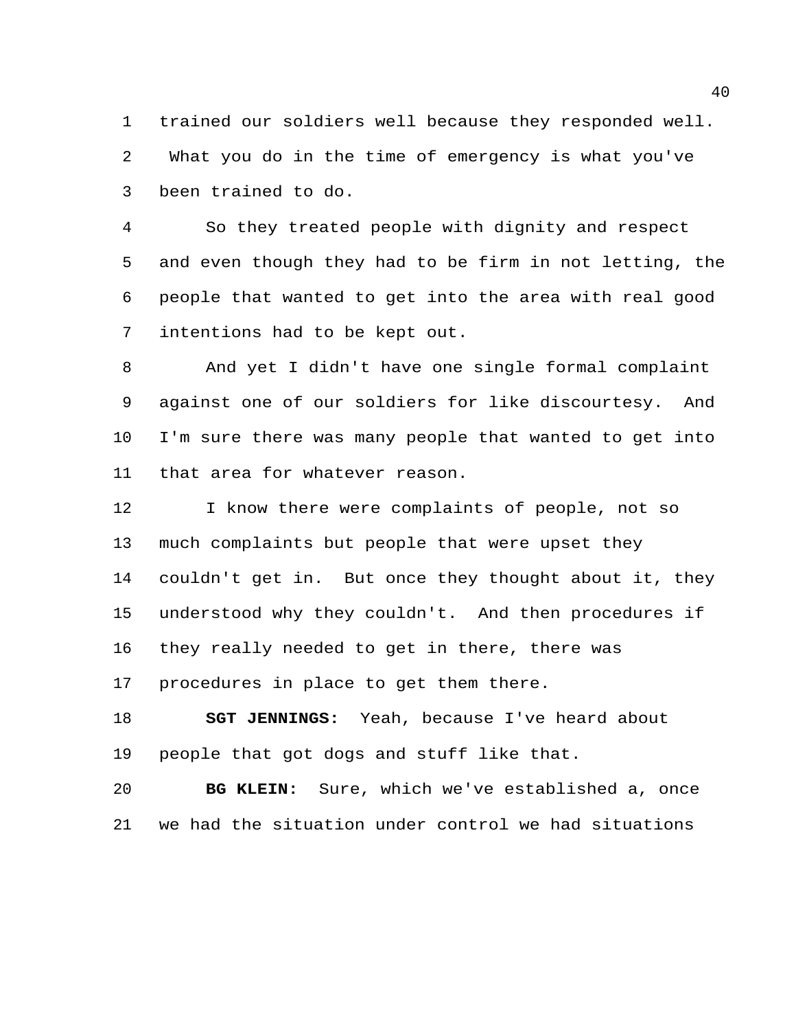trained our soldiers well because they responded well. What you do in the time of emergency is what you've been trained to do.

So they treated people with dignity and respect and even though they had to be firm in not letting, the people that wanted to get into the area with real good intentions had to be kept out.

And yet I didn't have one single formal complaint against one of our soldiers for like discourtesy. And I'm sure there was many people that wanted to get into that area for whatever reason.

I know there were complaints of people, not so much complaints but people that were upset they couldn't get in. But once they thought about it, they understood why they couldn't. And then procedures if they really needed to get in there, there was procedures in place to get them there.

**SGT JENNINGS:** Yeah, because I've heard about people that got dogs and stuff like that.

**BG KLEIN:** Sure, which we've established a, once we had the situation under control we had situations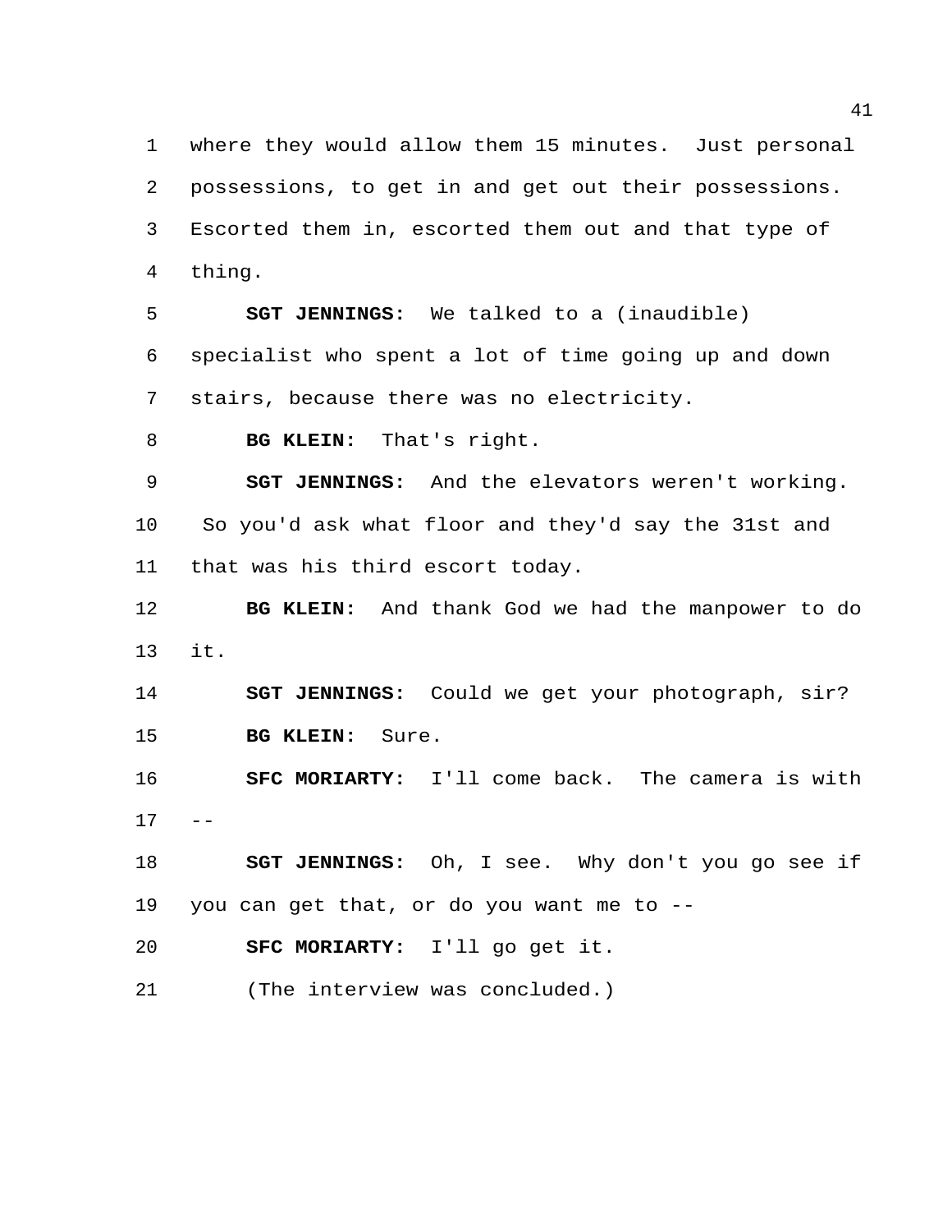where they would allow them 15 minutes. Just personal possessions, to get in and get out their possessions. Escorted them in, escorted them out and that type of thing.

**SGT JENNINGS:** We talked to a (inaudible) specialist who spent a lot of time going up and down stairs, because there was no electricity.

**BG KLEIN:** That's right.

**SGT JENNINGS:** And the elevators weren't working. So you'd ask what floor and they'd say the 31st and that was his third escort today.

**BG KLEIN:** And thank God we had the manpower to do it.

**SGT JENNINGS:** Could we get your photograph, sir?

**BG KLEIN:** Sure.

**SFC MORIARTY:** I'll come back. The camera is with --

**SGT JENNINGS:** Oh, I see. Why don't you go see if you can get that, or do you want me to --

**SFC MORIARTY:** I'll go get it.

(The interview was concluded.)